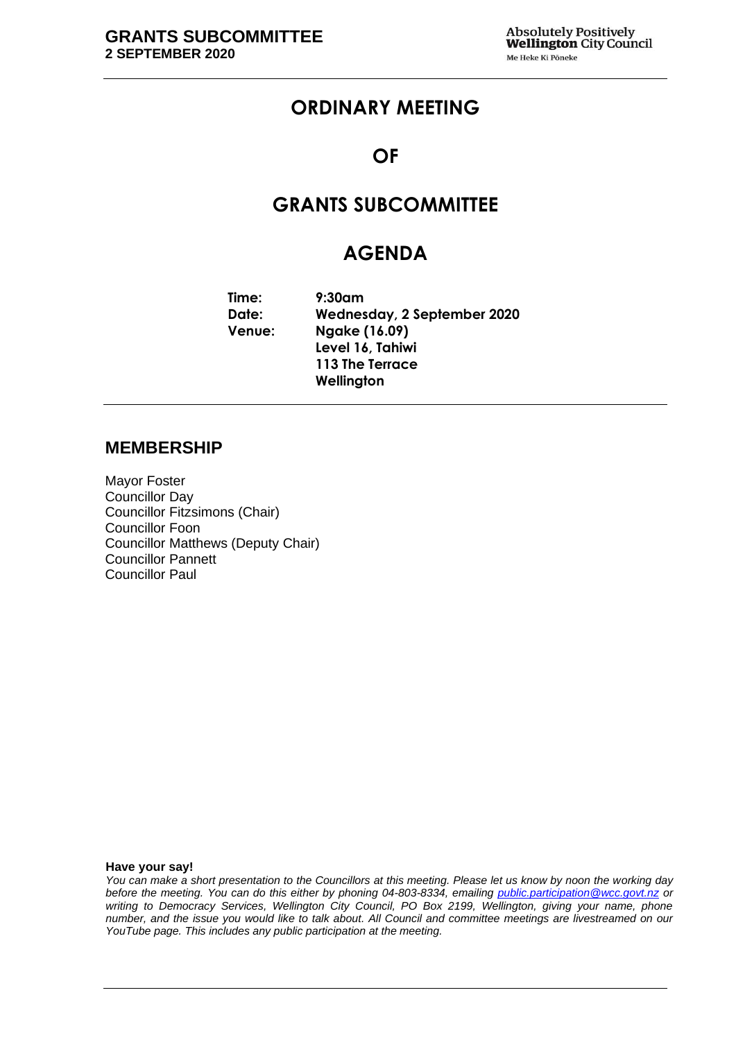# ORDINARY MEETING

# OF

# GRANTS SUBCOMMITTEE

# AGENDA

**Time:** 9:30am
**Date:** Wednesday, 2 September 2020
**Venue:** Ngake (16.09)
Level 16, Tahiwi
113 The Terrace
Wellington

## MEMBERSHIP

Mayor Foster
Councillor Day
Councillor Fitzsimons (Chair)
Councillor Foon
Councillor Matthews (Deputy Chair)
Councillor Pannett
Councillor Paul

**Have your say!**

*You can make a short presentation to the Councillors at this meeting. Please let us know by noon the working day before the meeting. You can do this either by phoning 04-803-8334, emailing public.participation@wcc.govt.nz or writing to Democracy Services, Wellington City Council, PO Box 2199, Wellington, giving your name, phone number, and the issue you would like to talk about. All Council and committee meetings are livestreamed on our YouTube page. This includes any public participation at the meeting.*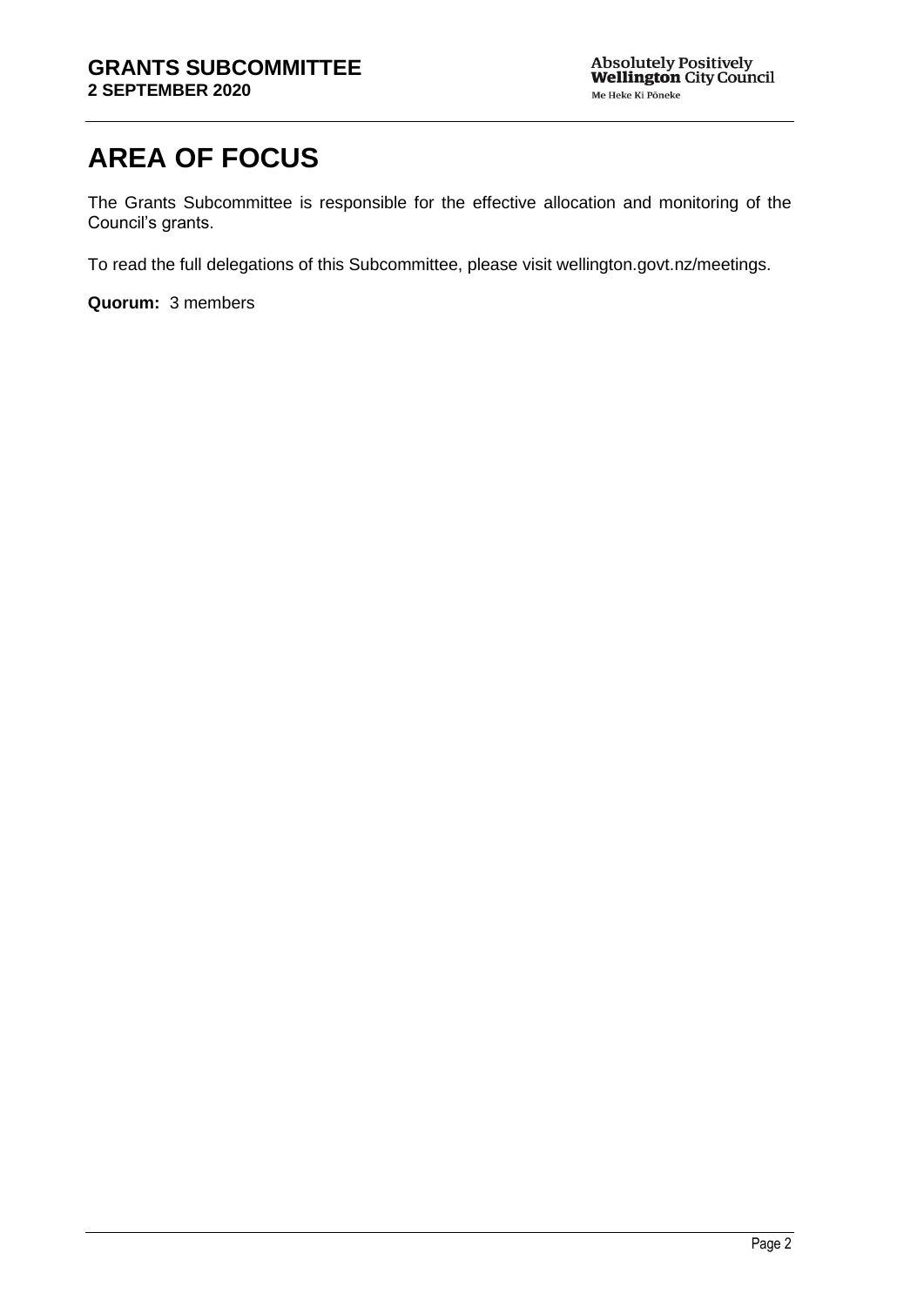# AREA OF FOCUS

The Grants Subcommittee is responsible for the effective allocation and monitoring of the Council's grants.

To read the full delegations of this Subcommittee, please visit wellington.govt.nz/meetings.

**Quorum:** 3 members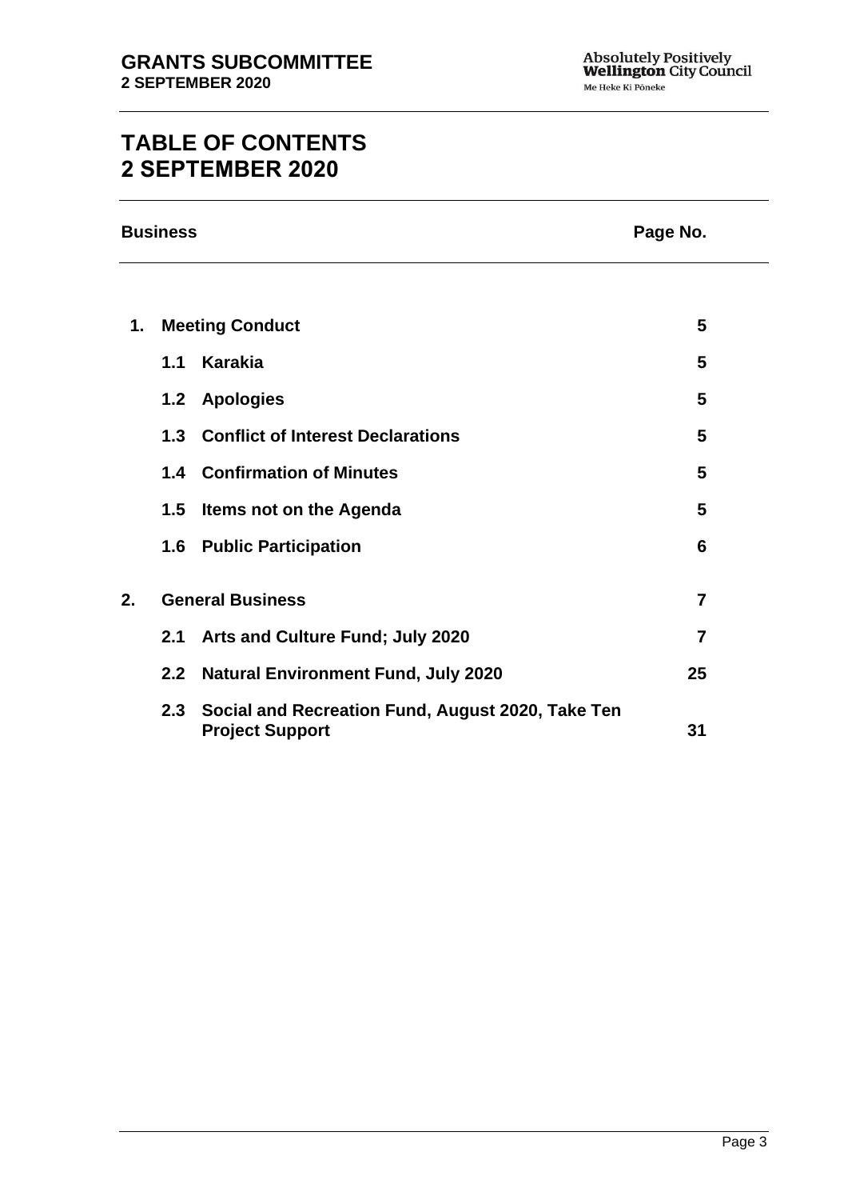# TABLE OF CONTENTS
# 2 SEPTEMBER 2020

| Business | | Page No. |
|---|---|---|
| **1.** | **Meeting Conduct** | **5** |
| | **1.1 Karakia** | **5** |
| | **1.2 Apologies** | **5** |
| | **1.3 Conflict of Interest Declarations** | **5** |
| | **1.4 Confirmation of Minutes** | **5** |
| | **1.5 Items not on the Agenda** | **5** |
| | **1.6 Public Participation** | **6** |
| **2.** | **General Business** | **7** |
| | **2.1 Arts and Culture Fund; July 2020** | **7** |
| | **2.2 Natural Environment Fund, July 2020** | **25** |
| | **2.3 Social and Recreation Fund, August 2020, Take Ten Project Support** | **31** |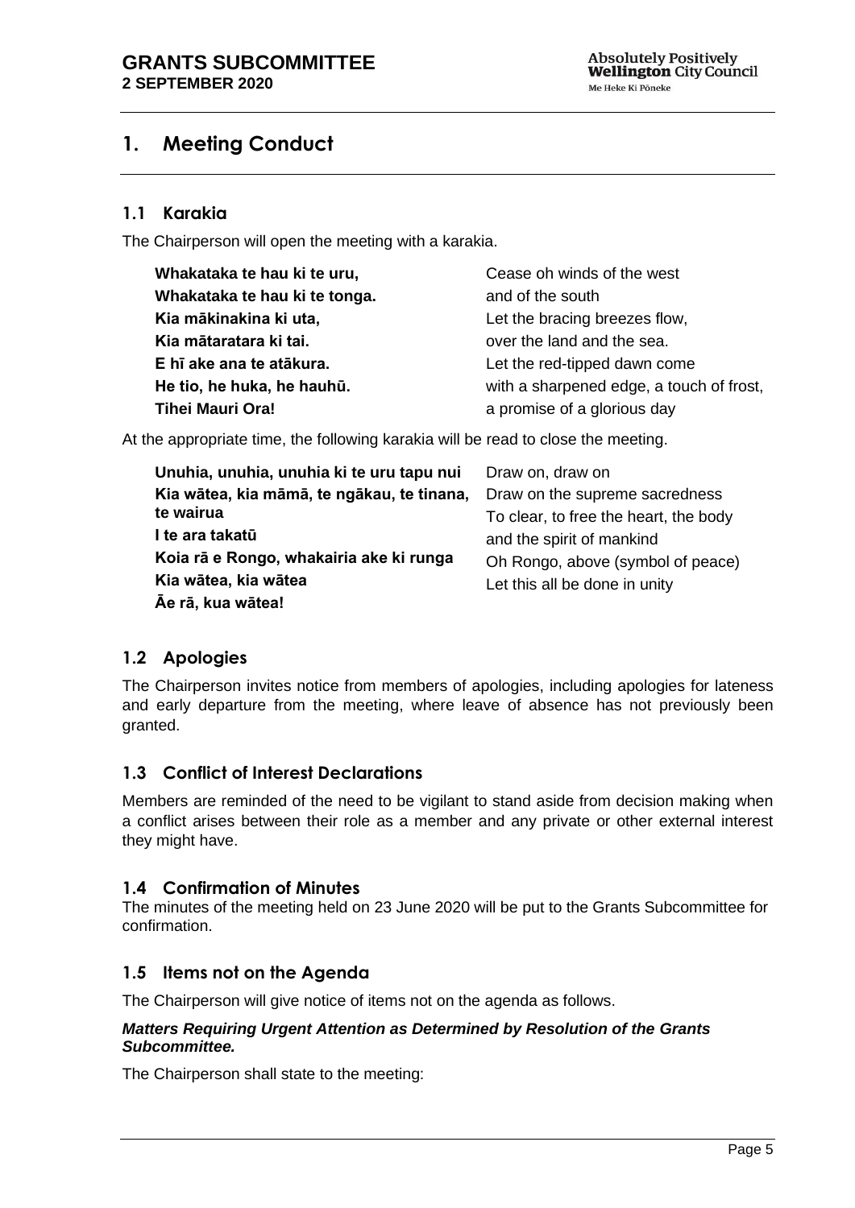# 1. Meeting Conduct

## 1.1 Karakia

The Chairperson will open the meeting with a karakia.

| | |
|---|---|
| **Whakataka te hau ki te uru,** | Cease oh winds of the west |
| **Whakataka te hau ki te tonga.** | and of the south |
| **Kia mākinakina ki uta,** | Let the bracing breezes flow, |
| **Kia mātaratara ki tai.** | over the land and the sea. |
| **E hī ake ana te atākura.** | Let the red-tipped dawn come |
| **He tio, he huka, he hauhū.** | with a sharpened edge, a touch of frost, |
| **Tihei Mauri Ora!** | a promise of a glorious day |

At the appropriate time, the following karakia will be read to close the meeting.

| | |
|---|---|
| **Unuhia, unuhia, unuhia ki te uru tapu nui** | Draw on, draw on |
| **Kia wātea, kia māmā, te ngākau, te tinana, te wairua** | Draw on the supreme sacredness |
| **I te ara takatū** | To clear, to free the heart, the body |
| **Koia rā e Rongo, whakairia ake ki runga** | and the spirit of mankind |
| **Kia wātea, kia wātea** | Oh Rongo, above (symbol of peace) |
| **Āe rā, kua wātea!** | Let this all be done in unity |

## 1.2 Apologies

The Chairperson invites notice from members of apologies, including apologies for lateness and early departure from the meeting, where leave of absence has not previously been granted.

## 1.3 Conflict of Interest Declarations

Members are reminded of the need to be vigilant to stand aside from decision making when a conflict arises between their role as a member and any private or other external interest they might have.

## 1.4 Confirmation of Minutes

The minutes of the meeting held on 23 June 2020 will be put to the Grants Subcommittee for confirmation.

## 1.5 Items not on the Agenda

The Chairperson will give notice of items not on the agenda as follows.

***Matters Requiring Urgent Attention as Determined by Resolution of the Grants Subcommittee.***

The Chairperson shall state to the meeting: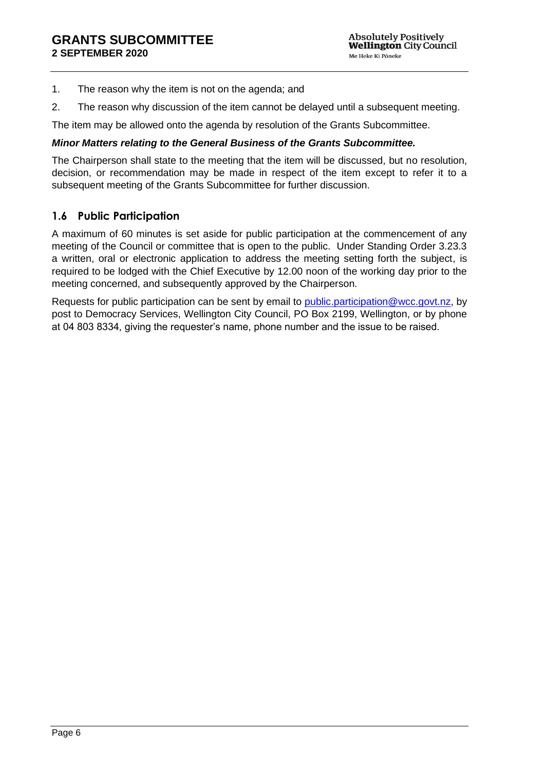1. The reason why the item is not on the agenda; and
2. The reason why discussion of the item cannot be delayed until a subsequent meeting.

The item may be allowed onto the agenda by resolution of the Grants Subcommittee.

***Minor Matters relating to the General Business of the Grants Subcommittee.***

The Chairperson shall state to the meeting that the item will be discussed, but no resolution, decision, or recommendation may be made in respect of the item except to refer it to a subsequent meeting of the Grants Subcommittee for further discussion.

## 1.6 Public Participation

A maximum of 60 minutes is set aside for public participation at the commencement of any meeting of the Council or committee that is open to the public. Under Standing Order 3.23.3 a written, oral or electronic application to address the meeting setting forth the subject, is required to be lodged with the Chief Executive by 12.00 noon of the working day prior to the meeting concerned, and subsequently approved by the Chairperson.

Requests for public participation can be sent by email to public.participation@wcc.govt.nz, by post to Democracy Services, Wellington City Council, PO Box 2199, Wellington, or by phone at 04 803 8334, giving the requester's name, phone number and the issue to be raised.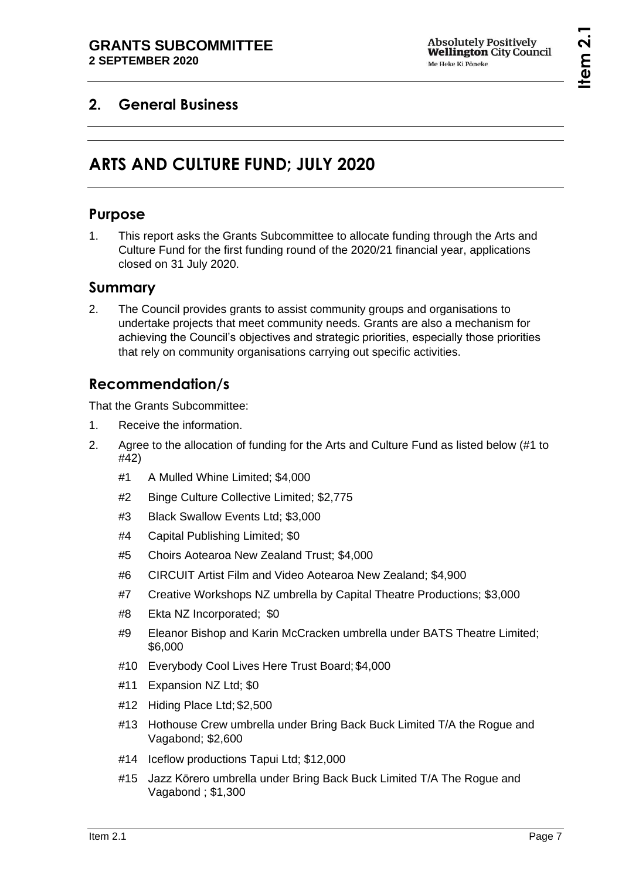## 2. General Business

# ARTS AND CULTURE FUND; JULY 2020

## Purpose

1. This report asks the Grants Subcommittee to allocate funding through the Arts and Culture Fund for the first funding round of the 2020/21 financial year, applications closed on 31 July 2020.

## Summary

2. The Council provides grants to assist community groups and organisations to undertake projects that meet community needs. Grants are also a mechanism for achieving the Council's objectives and strategic priorities, especially those priorities that rely on community organisations carrying out specific activities.

## Recommendation/s

That the Grants Subcommittee:

1. Receive the information.
2. Agree to the allocation of funding for the Arts and Culture Fund as listed below (#1 to #42)

   #1 A Mulled Whine Limited; $4,000

   #2 Binge Culture Collective Limited; $2,775

   #3 Black Swallow Events Ltd; $3,000

   #4 Capital Publishing Limited; $0

   #5 Choirs Aotearoa New Zealand Trust; $4,000

   #6 CIRCUIT Artist Film and Video Aotearoa New Zealand; $4,900

   #7 Creative Workshops NZ umbrella by Capital Theatre Productions; $3,000

   #8 Ekta NZ Incorporated; $0

   #9 Eleanor Bishop and Karin McCracken umbrella under BATS Theatre Limited; $6,000

   #10 Everybody Cool Lives Here Trust Board; $4,000

   #11 Expansion NZ Ltd; $0

   #12 Hiding Place Ltd; $2,500

   #13 Hothouse Crew umbrella under Bring Back Buck Limited T/A the Rogue and Vagabond; $2,600

   #14 Iceflow productions Tapui Ltd; $12,000

   #15 Jazz Kōrero umbrella under Bring Back Buck Limited T/A The Rogue and Vagabond ; $1,300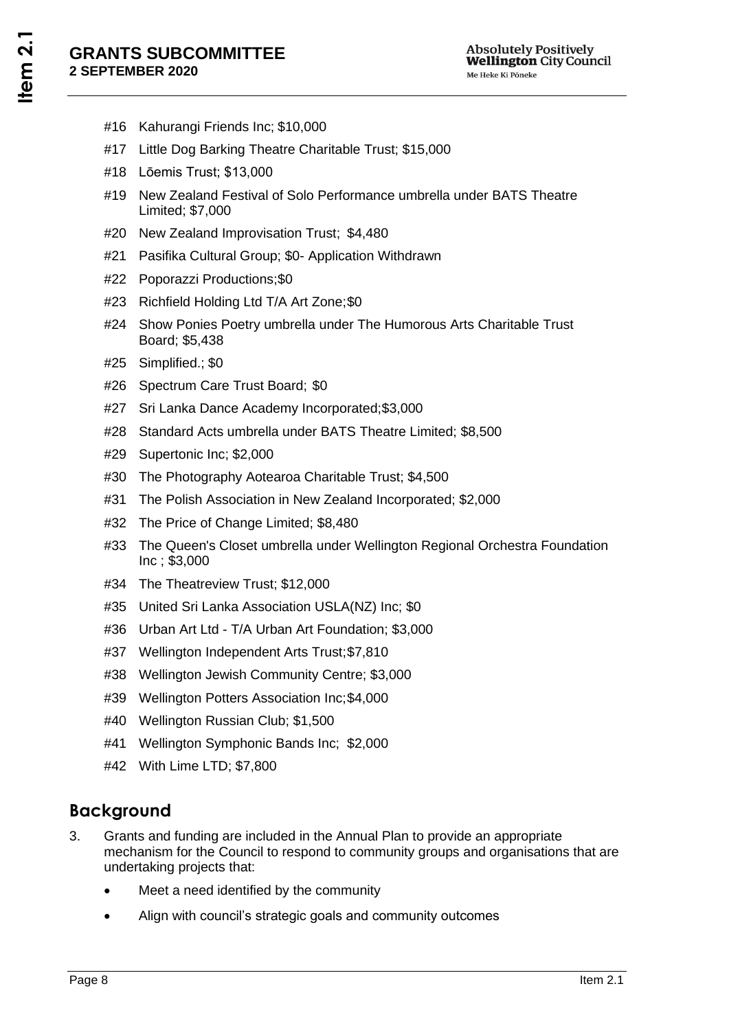#16 Kahurangi Friends Inc; $10,000

#17 Little Dog Barking Theatre Charitable Trust; $15,000

#18 Lōemis Trust; $13,000

#19 New Zealand Festival of Solo Performance umbrella under BATS Theatre Limited; $7,000

#20 New Zealand Improvisation Trust; $4,480

#21 Pasifika Cultural Group; $0- Application Withdrawn

#22 Poporazzi Productions;$0

#23 Richfield Holding Ltd T/A Art Zone;$0

#24 Show Ponies Poetry umbrella under The Humorous Arts Charitable Trust Board; $5,438

#25 Simplified.; $0

#26 Spectrum Care Trust Board; $0

#27 Sri Lanka Dance Academy Incorporated;$3,000

#28 Standard Acts umbrella under BATS Theatre Limited; $8,500

#29 Supertonic Inc; $2,000

#30 The Photography Aotearoa Charitable Trust; $4,500

#31 The Polish Association in New Zealand Incorporated; $2,000

#32 The Price of Change Limited; $8,480

#33 The Queen's Closet umbrella under Wellington Regional Orchestra Foundation Inc ; $3,000

#34 The Theatreview Trust; $12,000

#35 United Sri Lanka Association USLA(NZ) Inc; $0

#36 Urban Art Ltd - T/A Urban Art Foundation; $3,000

#37 Wellington Independent Arts Trust;$7,810

#38 Wellington Jewish Community Centre; $3,000

#39 Wellington Potters Association Inc;$4,000

#40 Wellington Russian Club; $1,500

#41 Wellington Symphonic Bands Inc; $2,000

#42 With Lime LTD; $7,800

## Background

3. Grants and funding are included in the Annual Plan to provide an appropriate mechanism for the Council to respond to community groups and organisations that are undertaking projects that:

   - Meet a need identified by the community
   - Align with council's strategic goals and community outcomes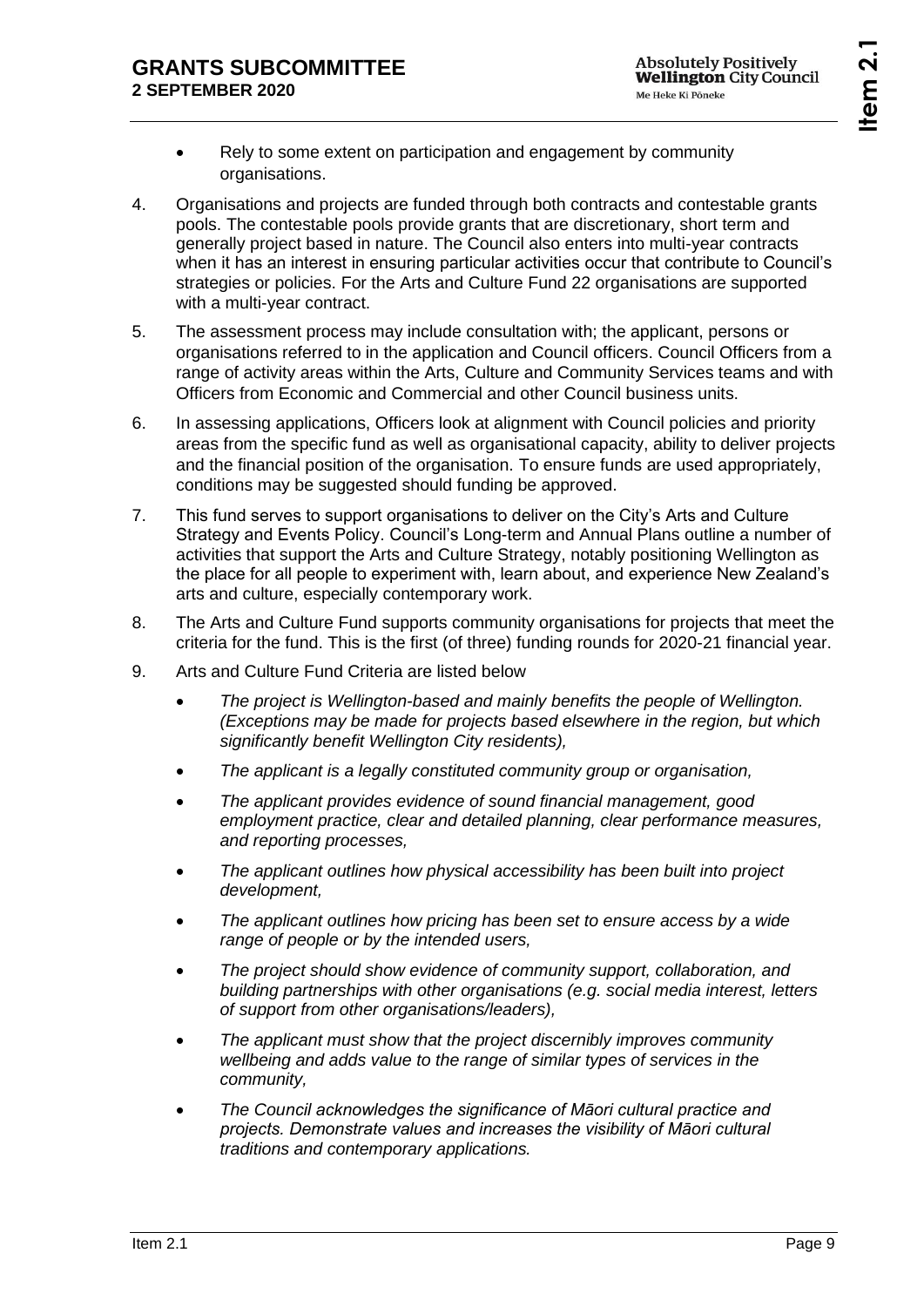- Rely to some extent on participation and engagement by community organisations.

4. Organisations and projects are funded through both contracts and contestable grants pools. The contestable pools provide grants that are discretionary, short term and generally project based in nature. The Council also enters into multi-year contracts when it has an interest in ensuring particular activities occur that contribute to Council's strategies or policies. For the Arts and Culture Fund 22 organisations are supported with a multi-year contract.

5. The assessment process may include consultation with; the applicant, persons or organisations referred to in the application and Council officers. Council Officers from a range of activity areas within the Arts, Culture and Community Services teams and with Officers from Economic and Commercial and other Council business units.

6. In assessing applications, Officers look at alignment with Council policies and priority areas from the specific fund as well as organisational capacity, ability to deliver projects and the financial position of the organisation. To ensure funds are used appropriately, conditions may be suggested should funding be approved.

7. This fund serves to support organisations to deliver on the City's Arts and Culture Strategy and Events Policy. Council's Long-term and Annual Plans outline a number of activities that support the Arts and Culture Strategy, notably positioning Wellington as the place for all people to experiment with, learn about, and experience New Zealand's arts and culture, especially contemporary work.

8. The Arts and Culture Fund supports community organisations for projects that meet the criteria for the fund. This is the first (of three) funding rounds for 2020-21 financial year.

9. Arts and Culture Fund Criteria are listed below

   - *The project is Wellington-based and mainly benefits the people of Wellington. (Exceptions may be made for projects based elsewhere in the region, but which significantly benefit Wellington City residents),*
   - *The applicant is a legally constituted community group or organisation,*
   - *The applicant provides evidence of sound financial management, good employment practice, clear and detailed planning, clear performance measures, and reporting processes,*
   - *The applicant outlines how physical accessibility has been built into project development,*
   - *The applicant outlines how pricing has been set to ensure access by a wide range of people or by the intended users,*
   - *The project should show evidence of community support, collaboration, and building partnerships with other organisations (e.g. social media interest, letters of support from other organisations/leaders),*
   - *The applicant must show that the project discernibly improves community wellbeing and adds value to the range of similar types of services in the community,*
   - *The Council acknowledges the significance of Māori cultural practice and projects. Demonstrate values and increases the visibility of Māori cultural traditions and contemporary applications.*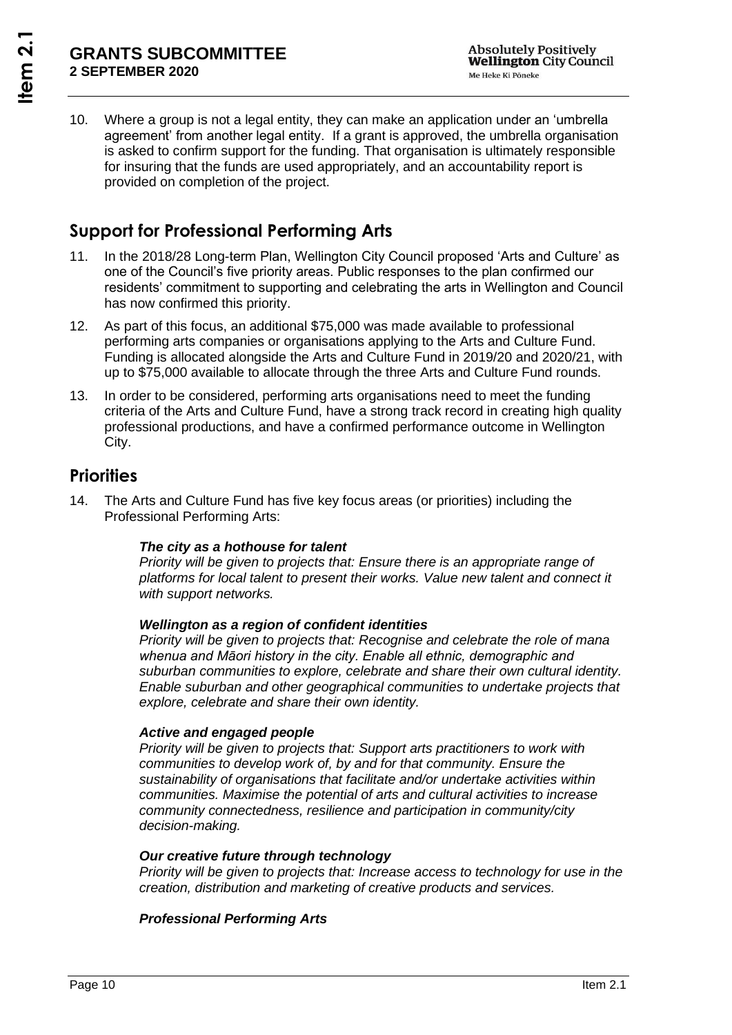10. Where a group is not a legal entity, they can make an application under an 'umbrella agreement' from another legal entity. If a grant is approved, the umbrella organisation is asked to confirm support for the funding. That organisation is ultimately responsible for insuring that the funds are used appropriately, and an accountability report is provided on completion of the project.

## Support for Professional Performing Arts

11. In the 2018/28 Long-term Plan, Wellington City Council proposed 'Arts and Culture' as one of the Council's five priority areas. Public responses to the plan confirmed our residents' commitment to supporting and celebrating the arts in Wellington and Council has now confirmed this priority.

12. As part of this focus, an additional $75,000 was made available to professional performing arts companies or organisations applying to the Arts and Culture Fund. Funding is allocated alongside the Arts and Culture Fund in 2019/20 and 2020/21, with up to $75,000 available to allocate through the three Arts and Culture Fund rounds.

13. In order to be considered, performing arts organisations need to meet the funding criteria of the Arts and Culture Fund, have a strong track record in creating high quality professional productions, and have a confirmed performance outcome in Wellington City.

## Priorities

14. The Arts and Culture Fund has five key focus areas (or priorities) including the Professional Performing Arts:

***The city as a hothouse for talent***
*Priority will be given to projects that: Ensure there is an appropriate range of platforms for local talent to present their works. Value new talent and connect it with support networks.*

***Wellington as a region of confident identities***
*Priority will be given to projects that: Recognise and celebrate the role of mana whenua and Māori history in the city. Enable all ethnic, demographic and suburban communities to explore, celebrate and share their own cultural identity. Enable suburban and other geographical communities to undertake projects that explore, celebrate and share their own identity.*

***Active and engaged people***
*Priority will be given to projects that: Support arts practitioners to work with communities to develop work of, by and for that community. Ensure the sustainability of organisations that facilitate and/or undertake activities within communities. Maximise the potential of arts and cultural activities to increase community connectedness, resilience and participation in community/city decision-making.*

***Our creative future through technology***
*Priority will be given to projects that: Increase access to technology for use in the creation, distribution and marketing of creative products and services.*

***Professional Performing Arts***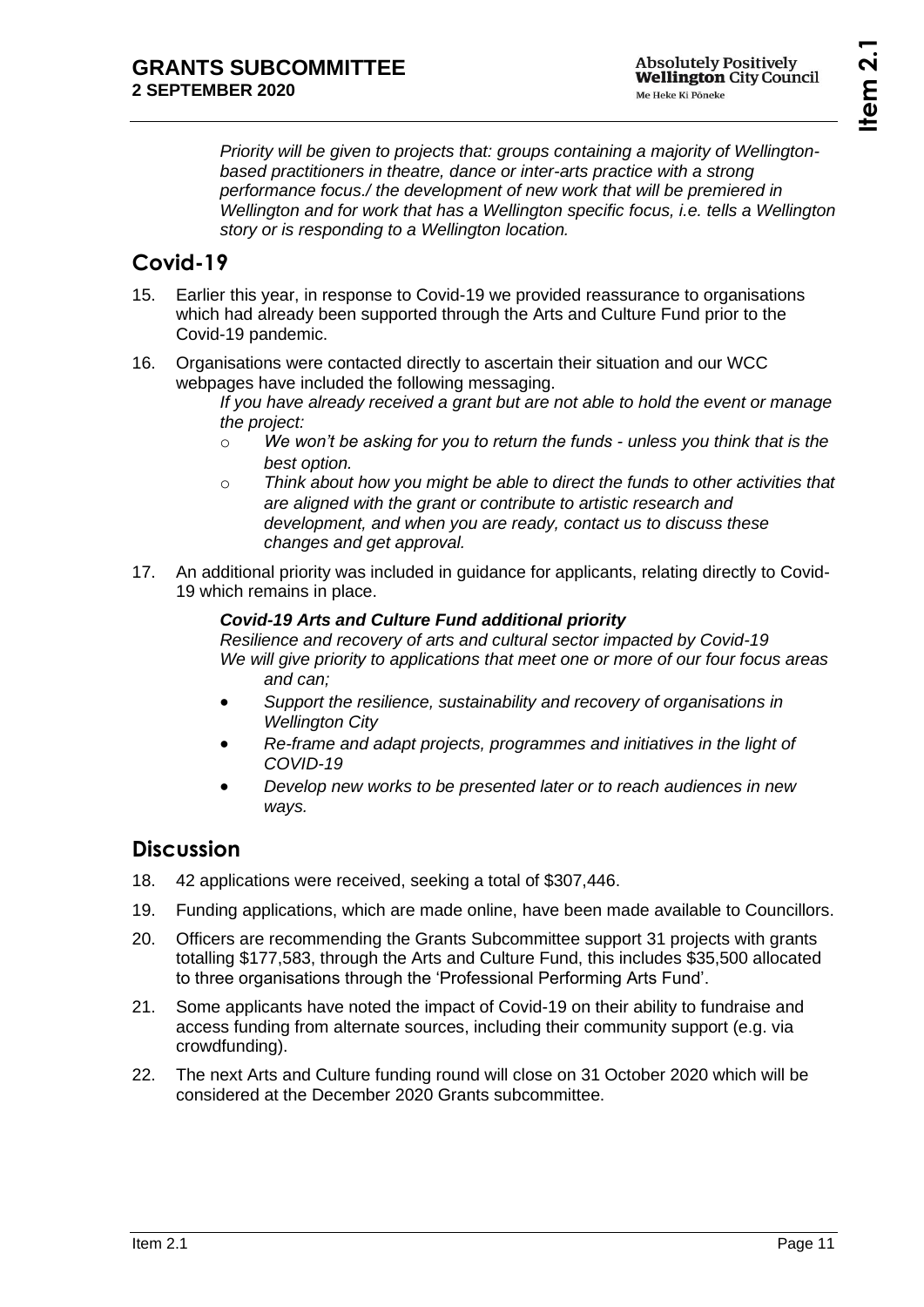*Priority will be given to projects that: groups containing a majority of Wellington-based practitioners in theatre, dance or inter-arts practice with a strong performance focus./ the development of new work that will be premiered in Wellington and for work that has a Wellington specific focus, i.e. tells a Wellington story or is responding to a Wellington location.*

## Covid-19

15. Earlier this year, in response to Covid-19 we provided reassurance to organisations which had already been supported through the Arts and Culture Fund prior to the Covid-19 pandemic.

16. Organisations were contacted directly to ascertain their situation and our WCC webpages have included the following messaging.

    *If you have already received a grant but are not able to hold the event or manage the project:*

    - *We won't be asking for you to return the funds - unless you think that is the best option.*
    - *Think about how you might be able to direct the funds to other activities that are aligned with the grant or contribute to artistic research and development, and when you are ready, contact us to discuss these changes and get approval.*

17. An additional priority was included in guidance for applicants, relating directly to Covid-19 which remains in place.

    ***Covid-19 Arts and Culture Fund additional priority***

    *Resilience and recovery of arts and cultural sector impacted by Covid-19*

    *We will give priority to applications that meet one or more of our four focus areas and can;*

    - *Support the resilience, sustainability and recovery of organisations in Wellington City*
    - *Re-frame and adapt projects, programmes and initiatives in the light of COVID-19*
    - *Develop new works to be presented later or to reach audiences in new ways.*

## Discussion

18. 42 applications were received, seeking a total of $307,446.

19. Funding applications, which are made online, have been made available to Councillors.

20. Officers are recommending the Grants Subcommittee support 31 projects with grants totalling $177,583, through the Arts and Culture Fund, this includes $35,500 allocated to three organisations through the 'Professional Performing Arts Fund'.

21. Some applicants have noted the impact of Covid-19 on their ability to fundraise and access funding from alternate sources, including their community support (e.g. via crowdfunding).

22. The next Arts and Culture funding round will close on 31 October 2020 which will be considered at the December 2020 Grants subcommittee.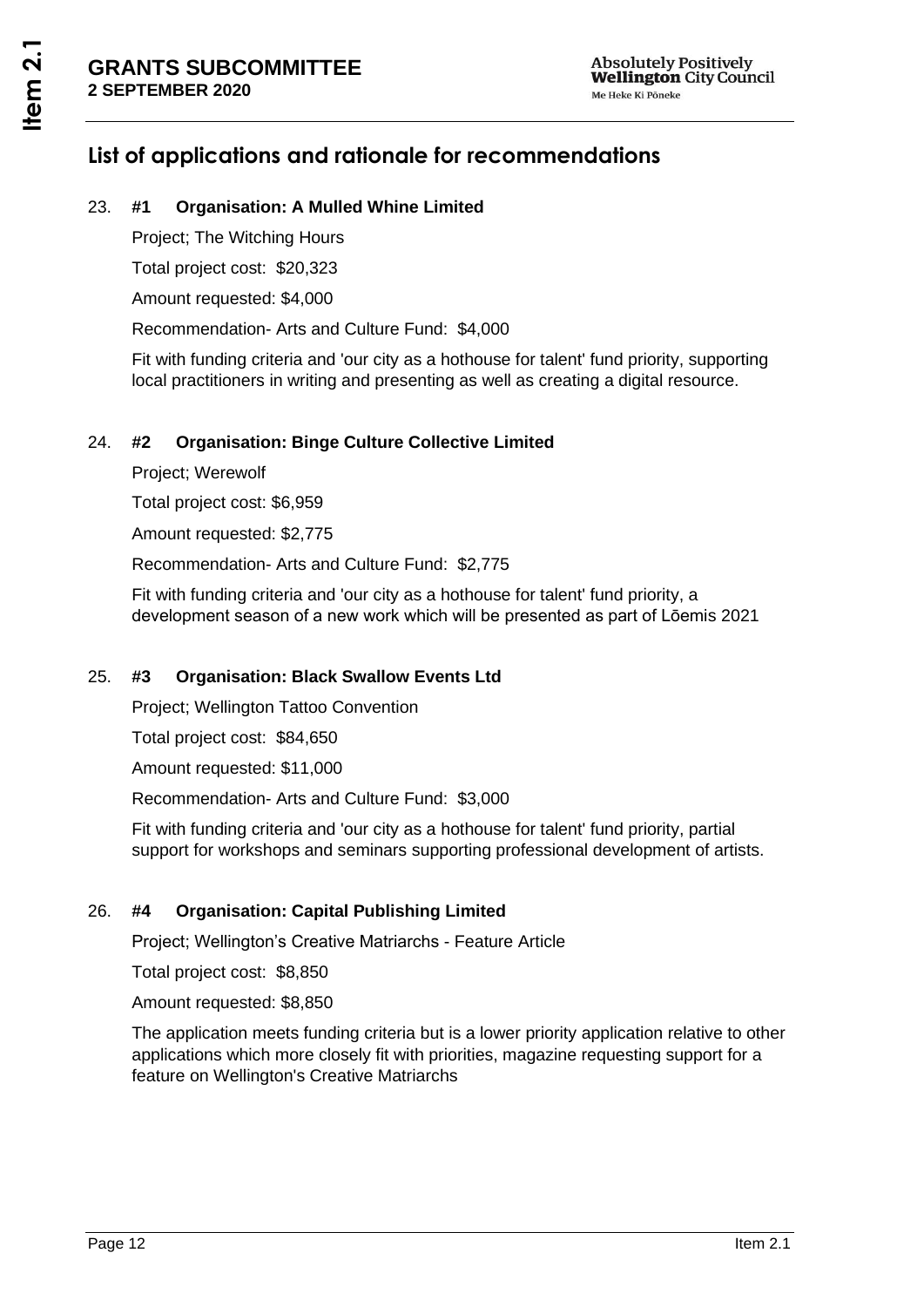## List of applications and rationale for recommendations

23. **#1 Organisation: A Mulled Whine Limited**

    Project; The Witching Hours

    Total project cost: $20,323

    Amount requested: $4,000

    Recommendation- Arts and Culture Fund: $4,000

    Fit with funding criteria and 'our city as a hothouse for talent' fund priority, supporting local practitioners in writing and presenting as well as creating a digital resource.

24. **#2 Organisation: Binge Culture Collective Limited**

    Project; Werewolf

    Total project cost: $6,959

    Amount requested: $2,775

    Recommendation- Arts and Culture Fund: $2,775

    Fit with funding criteria and 'our city as a hothouse for talent' fund priority, a development season of a new work which will be presented as part of Lōemis 2021

25. **#3 Organisation: Black Swallow Events Ltd**

    Project; Wellington Tattoo Convention

    Total project cost: $84,650

    Amount requested: $11,000

    Recommendation- Arts and Culture Fund: $3,000

    Fit with funding criteria and 'our city as a hothouse for talent' fund priority, partial support for workshops and seminars supporting professional development of artists.

26. **#4 Organisation: Capital Publishing Limited**

    Project; Wellington's Creative Matriarchs - Feature Article

    Total project cost: $8,850

    Amount requested: $8,850

    The application meets funding criteria but is a lower priority application relative to other applications which more closely fit with priorities, magazine requesting support for a feature on Wellington's Creative Matriarchs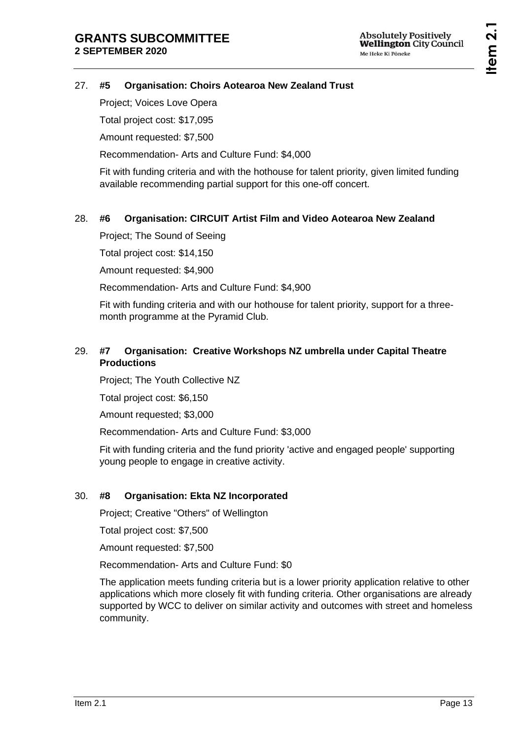27. **#5 Organisation: Choirs Aotearoa New Zealand Trust**

    Project; Voices Love Opera

    Total project cost: $17,095

    Amount requested: $7,500

    Recommendation- Arts and Culture Fund: $4,000

    Fit with funding criteria and with the hothouse for talent priority, given limited funding available recommending partial support for this one-off concert.

28. **#6 Organisation: CIRCUIT Artist Film and Video Aotearoa New Zealand**

    Project; The Sound of Seeing

    Total project cost: $14,150

    Amount requested: $4,900

    Recommendation- Arts and Culture Fund: $4,900

    Fit with funding criteria and with our hothouse for talent priority, support for a three-month programme at the Pyramid Club.

29. **#7 Organisation: Creative Workshops NZ umbrella under Capital Theatre Productions**

    Project; The Youth Collective NZ

    Total project cost: $6,150

    Amount requested; $3,000

    Recommendation- Arts and Culture Fund: $3,000

    Fit with funding criteria and the fund priority 'active and engaged people' supporting young people to engage in creative activity.

30. **#8 Organisation: Ekta NZ Incorporated**

    Project; Creative "Others" of Wellington

    Total project cost: $7,500

    Amount requested: $7,500

    Recommendation- Arts and Culture Fund: $0

    The application meets funding criteria but is a lower priority application relative to other applications which more closely fit with funding criteria. Other organisations are already supported by WCC to deliver on similar activity and outcomes with street and homeless community.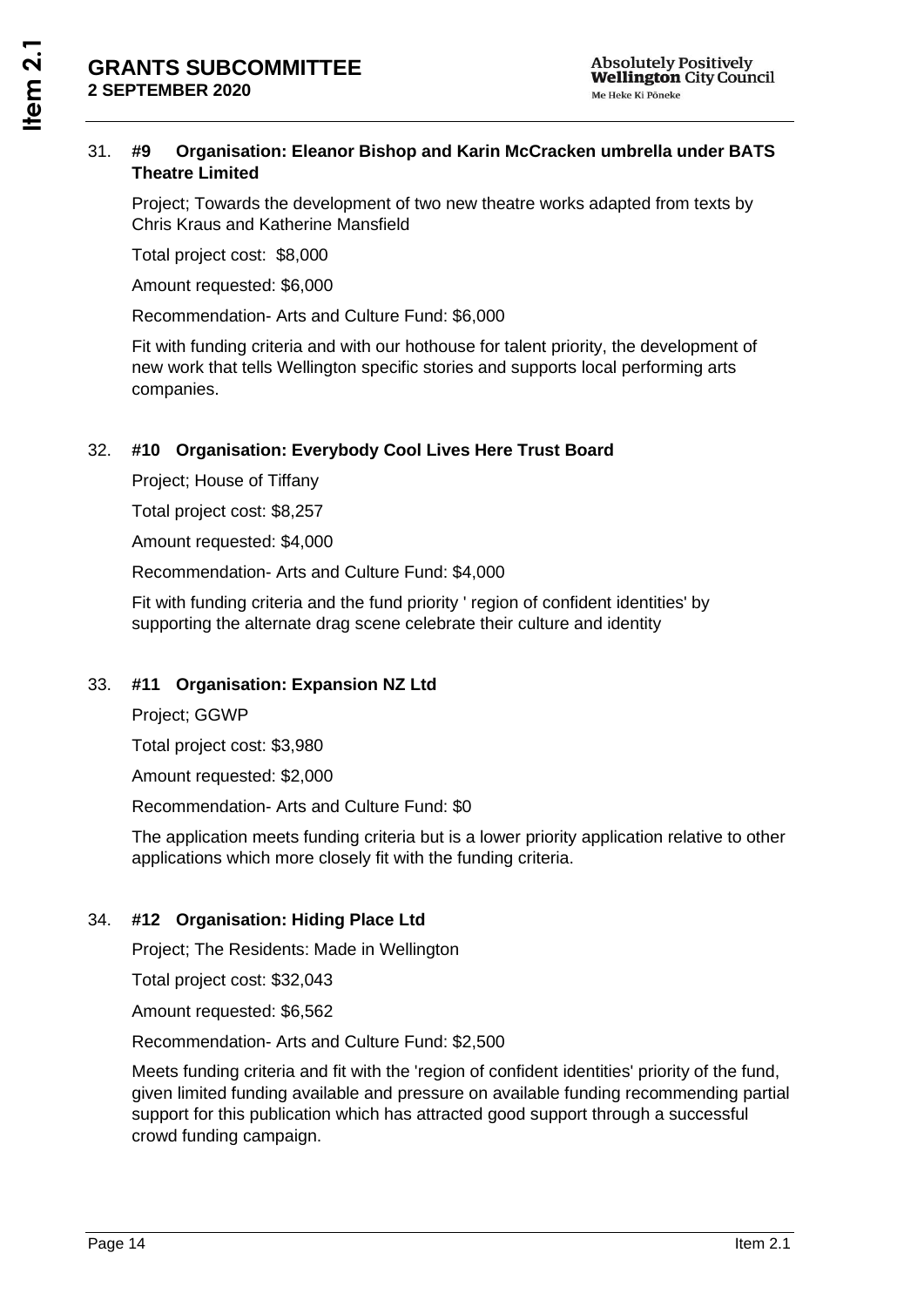31. **#9 Organisation: Eleanor Bishop and Karin McCracken umbrella under BATS Theatre Limited**

    Project; Towards the development of two new theatre works adapted from texts by Chris Kraus and Katherine Mansfield

    Total project cost: $8,000

    Amount requested: $6,000

    Recommendation- Arts and Culture Fund: $6,000

    Fit with funding criteria and with our hothouse for talent priority, the development of new work that tells Wellington specific stories and supports local performing arts companies.

32. **#10 Organisation: Everybody Cool Lives Here Trust Board**

    Project; House of Tiffany

    Total project cost: $8,257

    Amount requested: $4,000

    Recommendation- Arts and Culture Fund: $4,000

    Fit with funding criteria and the fund priority ' region of confident identities' by supporting the alternate drag scene celebrate their culture and identity

33. **#11 Organisation: Expansion NZ Ltd**

    Project; GGWP

    Total project cost: $3,980

    Amount requested: $2,000

    Recommendation- Arts and Culture Fund: $0

    The application meets funding criteria but is a lower priority application relative to other applications which more closely fit with the funding criteria.

34. **#12 Organisation: Hiding Place Ltd**

    Project; The Residents: Made in Wellington

    Total project cost: $32,043

    Amount requested: $6,562

    Recommendation- Arts and Culture Fund: $2,500

    Meets funding criteria and fit with the 'region of confident identities' priority of the fund, given limited funding available and pressure on available funding recommending partial support for this publication which has attracted good support through a successful crowd funding campaign.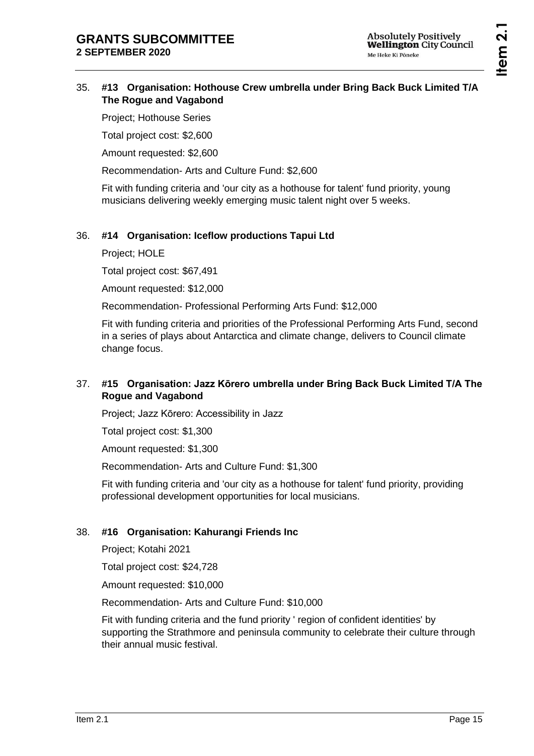35. **#13 Organisation: Hothouse Crew umbrella under Bring Back Buck Limited T/A The Rogue and Vagabond**

    Project; Hothouse Series

    Total project cost: $2,600

    Amount requested: $2,600

    Recommendation- Arts and Culture Fund: $2,600

    Fit with funding criteria and 'our city as a hothouse for talent' fund priority, young musicians delivering weekly emerging music talent night over 5 weeks.

36. **#14 Organisation: Iceflow productions Tapui Ltd**

    Project; HOLE

    Total project cost: $67,491

    Amount requested: $12,000

    Recommendation- Professional Performing Arts Fund: $12,000

    Fit with funding criteria and priorities of the Professional Performing Arts Fund, second in a series of plays about Antarctica and climate change, delivers to Council climate change focus.

37. **#15 Organisation: Jazz Kōrero umbrella under Bring Back Buck Limited T/A The Rogue and Vagabond**

    Project; Jazz Kōrero: Accessibility in Jazz

    Total project cost: $1,300

    Amount requested: $1,300

    Recommendation- Arts and Culture Fund: $1,300

    Fit with funding criteria and 'our city as a hothouse for talent' fund priority, providing professional development opportunities for local musicians.

38. **#16 Organisation: Kahurangi Friends Inc**

    Project; Kotahi 2021

    Total project cost: $24,728

    Amount requested: $10,000

    Recommendation- Arts and Culture Fund: $10,000

    Fit with funding criteria and the fund priority ' region of confident identities' by supporting the Strathmore and peninsula community to celebrate their culture through their annual music festival.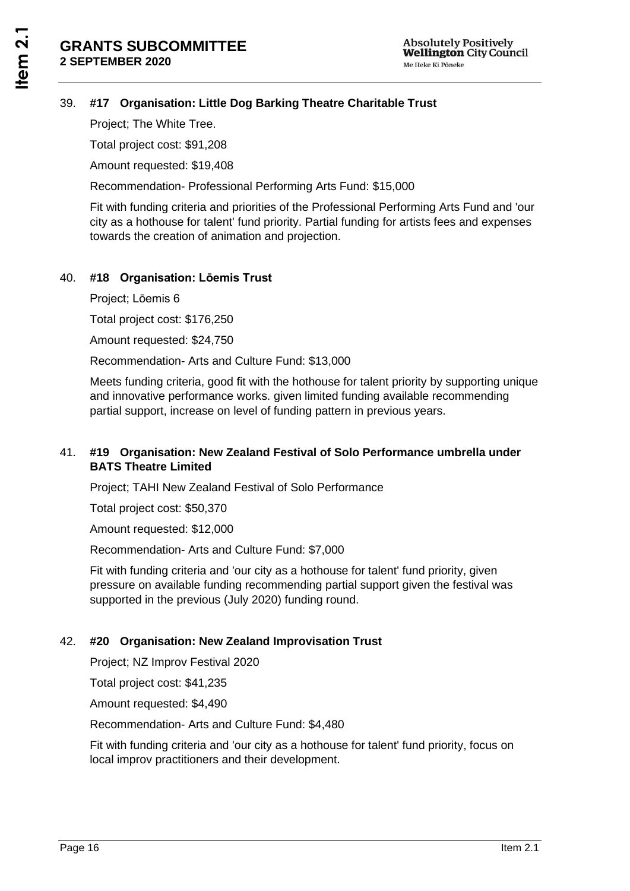39. **#17 Organisation: Little Dog Barking Theatre Charitable Trust**

 Project; The White Tree.

 Total project cost: $91,208

 Amount requested: $19,408

 Recommendation- Professional Performing Arts Fund: $15,000

 Fit with funding criteria and priorities of the Professional Performing Arts Fund and 'our city as a hothouse for talent' fund priority. Partial funding for artists fees and expenses towards the creation of animation and projection.

40. **#18 Organisation: Lōemis Trust**

 Project; Lōemis 6

 Total project cost: $176,250

 Amount requested: $24,750

 Recommendation- Arts and Culture Fund: $13,000

 Meets funding criteria, good fit with the hothouse for talent priority by supporting unique and innovative performance works. given limited funding available recommending partial support, increase on level of funding pattern in previous years.

41. **#19 Organisation: New Zealand Festival of Solo Performance umbrella under BATS Theatre Limited**

 Project; TAHI New Zealand Festival of Solo Performance

 Total project cost: $50,370

 Amount requested: $12,000

 Recommendation- Arts and Culture Fund: $7,000

 Fit with funding criteria and 'our city as a hothouse for talent' fund priority, given pressure on available funding recommending partial support given the festival was supported in the previous (July 2020) funding round.

42. **#20 Organisation: New Zealand Improvisation Trust**

 Project; NZ Improv Festival 2020

 Total project cost: $41,235

 Amount requested: $4,490

 Recommendation- Arts and Culture Fund: $4,480

 Fit with funding criteria and 'our city as a hothouse for talent' fund priority, focus on local improv practitioners and their development.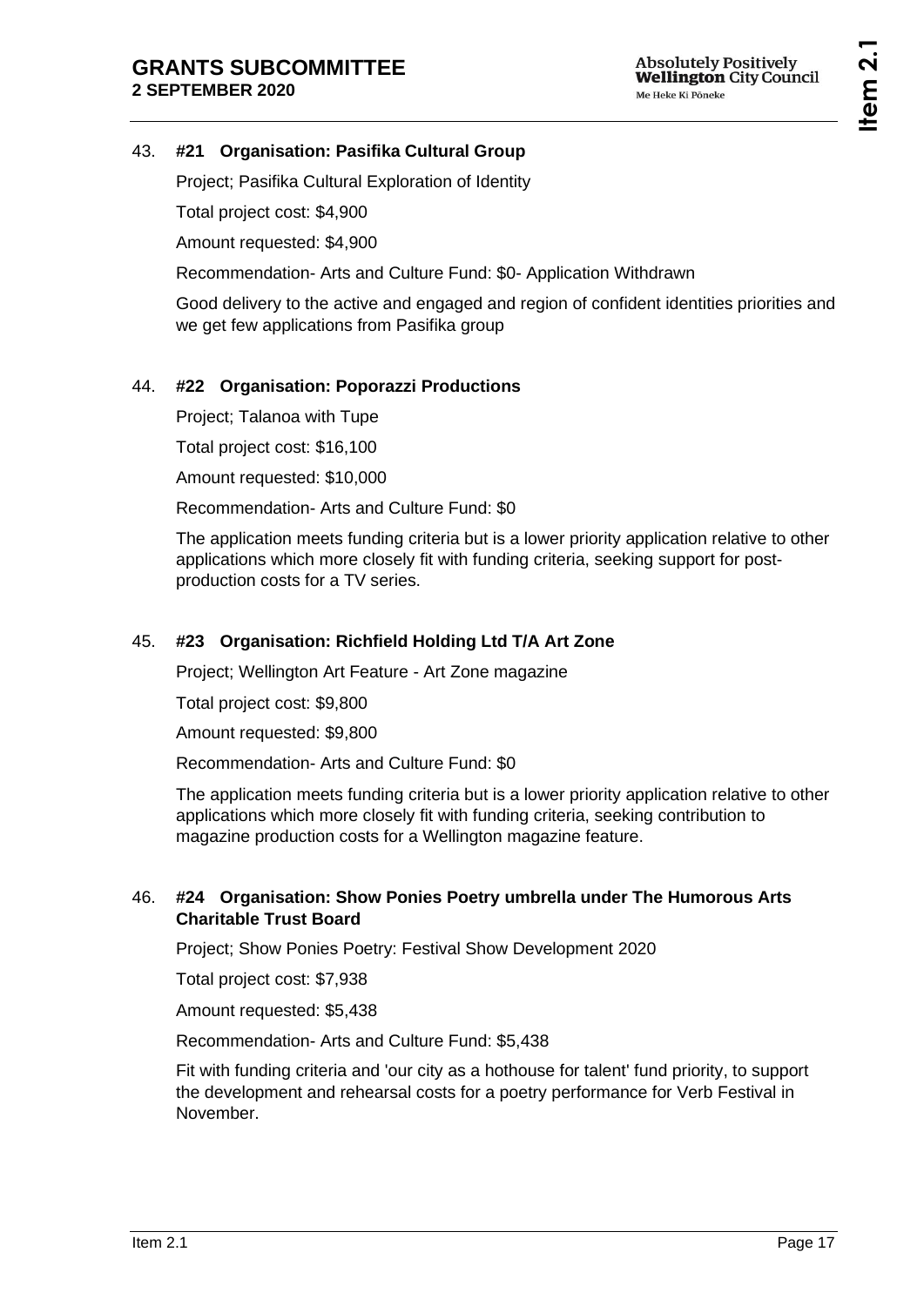43. **#21 Organisation: Pasifika Cultural Group**

    Project; Pasifika Cultural Exploration of Identity

    Total project cost: $4,900

    Amount requested: $4,900

    Recommendation- Arts and Culture Fund: $0- Application Withdrawn

    Good delivery to the active and engaged and region of confident identities priorities and we get few applications from Pasifika group

44. **#22 Organisation: Poporazzi Productions**

    Project; Talanoa with Tupe

    Total project cost: $16,100

    Amount requested: $10,000

    Recommendation- Arts and Culture Fund: $0

    The application meets funding criteria but is a lower priority application relative to other applications which more closely fit with funding criteria, seeking support for post-production costs for a TV series.

45. **#23 Organisation: Richfield Holding Ltd T/A Art Zone**

    Project; Wellington Art Feature - Art Zone magazine

    Total project cost: $9,800

    Amount requested: $9,800

    Recommendation- Arts and Culture Fund: $0

    The application meets funding criteria but is a lower priority application relative to other applications which more closely fit with funding criteria, seeking contribution to magazine production costs for a Wellington magazine feature.

46. **#24 Organisation: Show Ponies Poetry umbrella under The Humorous Arts Charitable Trust Board**

    Project; Show Ponies Poetry: Festival Show Development 2020

    Total project cost: $7,938

    Amount requested: $5,438

    Recommendation- Arts and Culture Fund: $5,438

    Fit with funding criteria and 'our city as a hothouse for talent' fund priority, to support the development and rehearsal costs for a poetry performance for Verb Festival in November.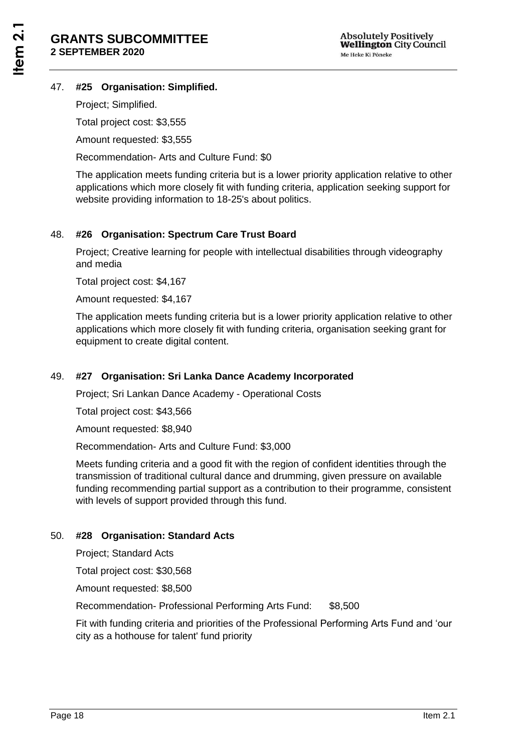47. **#25 Organisation: Simplified.**

    Project; Simplified.

    Total project cost: $3,555

    Amount requested: $3,555

    Recommendation- Arts and Culture Fund: $0

    The application meets funding criteria but is a lower priority application relative to other applications which more closely fit with funding criteria, application seeking support for website providing information to 18-25's about politics.

48. **#26 Organisation: Spectrum Care Trust Board**

    Project; Creative learning for people with intellectual disabilities through videography and media

    Total project cost: $4,167

    Amount requested: $4,167

    The application meets funding criteria but is a lower priority application relative to other applications which more closely fit with funding criteria, organisation seeking grant for equipment to create digital content.

49. **#27 Organisation: Sri Lanka Dance Academy Incorporated**

    Project; Sri Lankan Dance Academy - Operational Costs

    Total project cost: $43,566

    Amount requested: $8,940

    Recommendation- Arts and Culture Fund: $3,000

    Meets funding criteria and a good fit with the region of confident identities through the transmission of traditional cultural dance and drumming, given pressure on available funding recommending partial support as a contribution to their programme, consistent with levels of support provided through this fund.

50. **#28 Organisation: Standard Acts**

    Project; Standard Acts

    Total project cost: $30,568

    Amount requested: $8,500

    Recommendation- Professional Performing Arts Fund: $8,500

    Fit with funding criteria and priorities of the Professional Performing Arts Fund and 'our city as a hothouse for talent' fund priority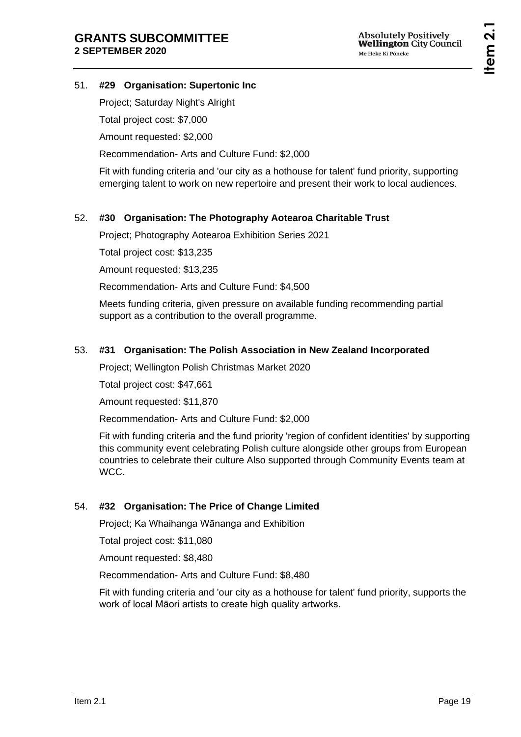51. **#29 Organisation: Supertonic Inc**

    Project; Saturday Night's Alright

    Total project cost: $7,000

    Amount requested: $2,000

    Recommendation- Arts and Culture Fund: $2,000

    Fit with funding criteria and 'our city as a hothouse for talent' fund priority, supporting emerging talent to work on new repertoire and present their work to local audiences.

52. **#30 Organisation: The Photography Aotearoa Charitable Trust**

    Project; Photography Aotearoa Exhibition Series 2021

    Total project cost: $13,235

    Amount requested: $13,235

    Recommendation- Arts and Culture Fund: $4,500

    Meets funding criteria, given pressure on available funding recommending partial support as a contribution to the overall programme.

53. **#31 Organisation: The Polish Association in New Zealand Incorporated**

    Project; Wellington Polish Christmas Market 2020

    Total project cost: $47,661

    Amount requested: $11,870

    Recommendation- Arts and Culture Fund: $2,000

    Fit with funding criteria and the fund priority 'region of confident identities' by supporting this community event celebrating Polish culture alongside other groups from European countries to celebrate their culture Also supported through Community Events team at WCC.

54. **#32 Organisation: The Price of Change Limited**

    Project; Ka Whaihanga Wānanga and Exhibition

    Total project cost: $11,080

    Amount requested: $8,480

    Recommendation- Arts and Culture Fund: $8,480

    Fit with funding criteria and 'our city as a hothouse for talent' fund priority, supports the work of local Māori artists to create high quality artworks.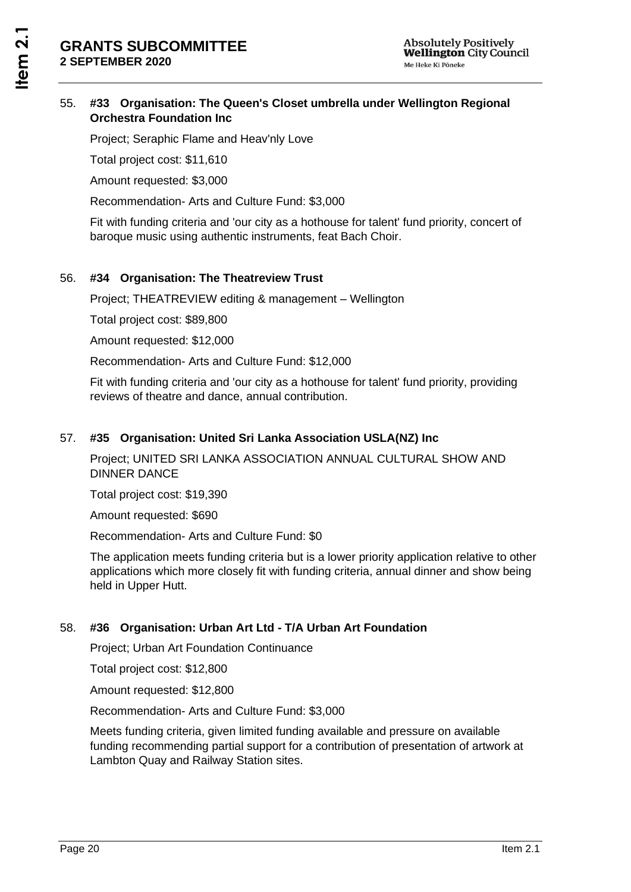55. **#33 Organisation: The Queen's Closet umbrella under Wellington Regional Orchestra Foundation Inc**

Project; Seraphic Flame and Heav'nly Love

Total project cost: $11,610

Amount requested: $3,000

Recommendation- Arts and Culture Fund: $3,000

Fit with funding criteria and 'our city as a hothouse for talent' fund priority, concert of baroque music using authentic instruments, feat Bach Choir.

56. **#34 Organisation: The Theatreview Trust**

Project; THEATREVIEW editing & management – Wellington

Total project cost: $89,800

Amount requested: $12,000

Recommendation- Arts and Culture Fund: $12,000

Fit with funding criteria and 'our city as a hothouse for talent' fund priority, providing reviews of theatre and dance, annual contribution.

57. **#35 Organisation: United Sri Lanka Association USLA(NZ) Inc**

Project; UNITED SRI LANKA ASSOCIATION ANNUAL CULTURAL SHOW AND DINNER DANCE

Total project cost: $19,390

Amount requested: $690

Recommendation- Arts and Culture Fund: $0

The application meets funding criteria but is a lower priority application relative to other applications which more closely fit with funding criteria, annual dinner and show being held in Upper Hutt.

58. **#36 Organisation: Urban Art Ltd - T/A Urban Art Foundation**

Project; Urban Art Foundation Continuance

Total project cost: $12,800

Amount requested: $12,800

Recommendation- Arts and Culture Fund: $3,000

Meets funding criteria, given limited funding available and pressure on available funding recommending partial support for a contribution of presentation of artwork at Lambton Quay and Railway Station sites.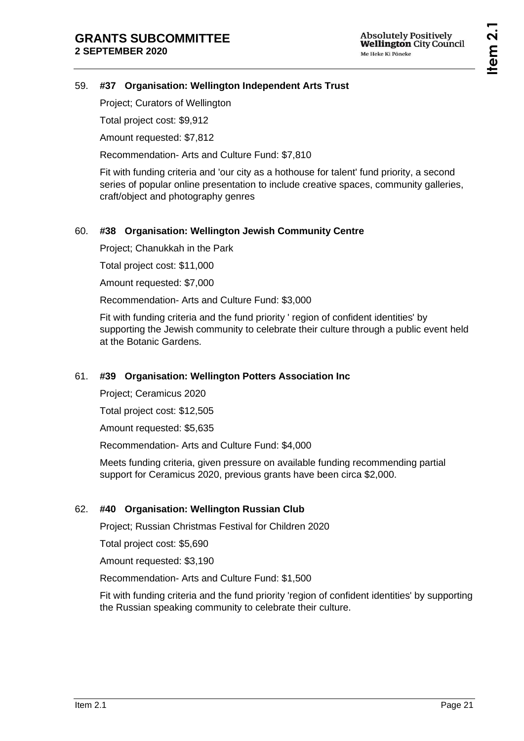59. **#37 Organisation: Wellington Independent Arts Trust**

    Project; Curators of Wellington

    Total project cost: $9,912

    Amount requested: $7,812

    Recommendation- Arts and Culture Fund: $7,810

    Fit with funding criteria and 'our city as a hothouse for talent' fund priority, a second series of popular online presentation to include creative spaces, community galleries, craft/object and photography genres

60. **#38 Organisation: Wellington Jewish Community Centre**

    Project; Chanukkah in the Park

    Total project cost: $11,000

    Amount requested: $7,000

    Recommendation- Arts and Culture Fund: $3,000

    Fit with funding criteria and the fund priority ' region of confident identities' by supporting the Jewish community to celebrate their culture through a public event held at the Botanic Gardens.

61. **#39 Organisation: Wellington Potters Association Inc**

    Project; Ceramicus 2020

    Total project cost: $12,505

    Amount requested: $5,635

    Recommendation- Arts and Culture Fund: $4,000

    Meets funding criteria, given pressure on available funding recommending partial support for Ceramicus 2020, previous grants have been circa $2,000.

62. **#40 Organisation: Wellington Russian Club**

    Project; Russian Christmas Festival for Children 2020

    Total project cost: $5,690

    Amount requested: $3,190

    Recommendation- Arts and Culture Fund: $1,500

    Fit with funding criteria and the fund priority 'region of confident identities' by supporting the Russian speaking community to celebrate their culture.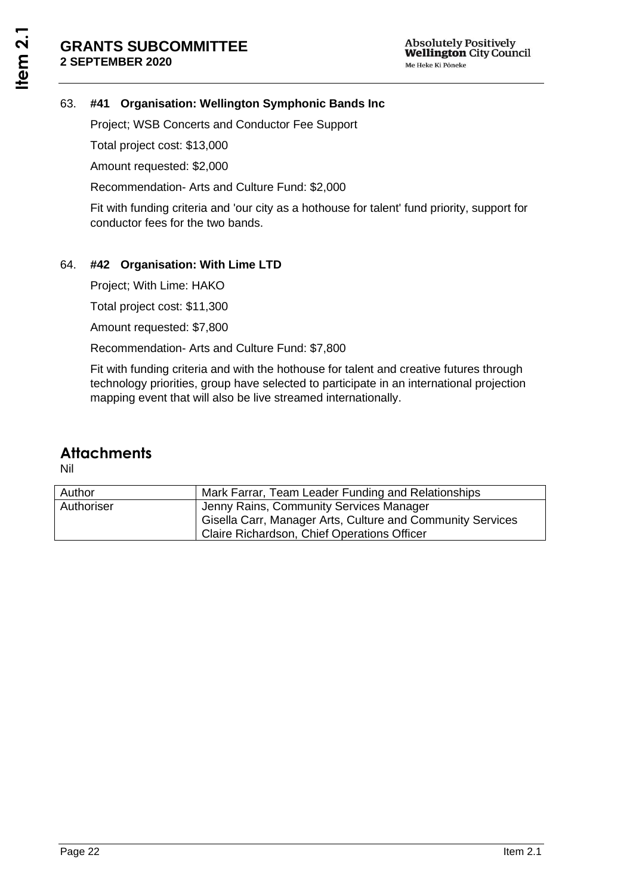63. **#41 Organisation: Wellington Symphonic Bands Inc**

    Project; WSB Concerts and Conductor Fee Support

    Total project cost: $13,000

    Amount requested: $2,000

    Recommendation- Arts and Culture Fund: $2,000

    Fit with funding criteria and 'our city as a hothouse for talent' fund priority, support for conductor fees for the two bands.

64. **#42 Organisation: With Lime LTD**

    Project; With Lime: HAKO

    Total project cost: $11,300

    Amount requested: $7,800

    Recommendation- Arts and Culture Fund: $7,800

    Fit with funding criteria and with the hothouse for talent and creative futures through technology priorities, group have selected to participate in an international projection mapping event that will also be live streamed internationally.

## Attachments

Nil

| | |
|---|---|
| Author | Mark Farrar, Team Leader Funding and Relationships |
| Authoriser | Jenny Rains, Community Services Manager<br>Gisella Carr, Manager Arts, Culture and Community Services<br>Claire Richardson, Chief Operations Officer |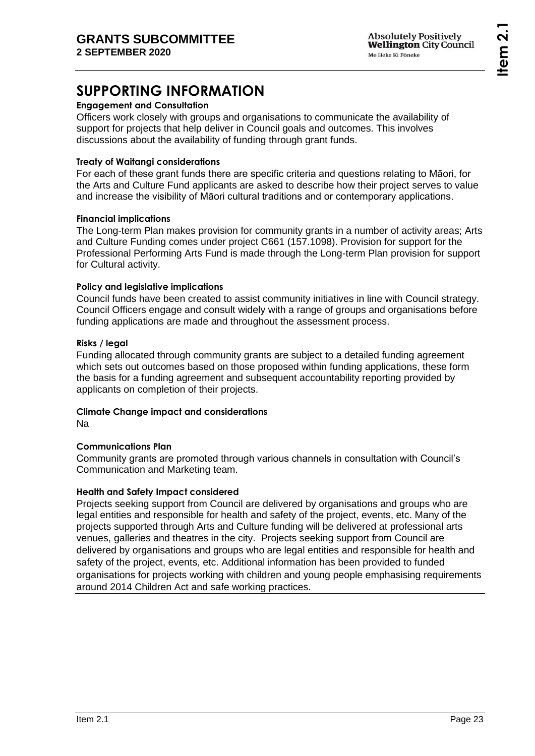# SUPPORTING INFORMATION

**Engagement and Consultation**

Officers work closely with groups and organisations to communicate the availability of support for projects that help deliver in Council goals and outcomes. This involves discussions about the availability of funding through grant funds.

**Treaty of Waitangi considerations**

For each of these grant funds there are specific criteria and questions relating to Māori, for the Arts and Culture Fund applicants are asked to describe how their project serves to value and increase the visibility of Māori cultural traditions and or contemporary applications.

**Financial implications**

The Long-term Plan makes provision for community grants in a number of activity areas; Arts and Culture Funding comes under project C661 (157.1098). Provision for support for the Professional Performing Arts Fund is made through the Long-term Plan provision for support for Cultural activity.

**Policy and legislative implications**

Council funds have been created to assist community initiatives in line with Council strategy. Council Officers engage and consult widely with a range of groups and organisations before funding applications are made and throughout the assessment process.

**Risks / legal**

Funding allocated through community grants are subject to a detailed funding agreement which sets out outcomes based on those proposed within funding applications, these form the basis for a funding agreement and subsequent accountability reporting provided by applicants on completion of their projects.

**Climate Change impact and considerations**

Na

**Communications Plan**

Community grants are promoted through various channels in consultation with Council's Communication and Marketing team.

**Health and Safety Impact considered**

Projects seeking support from Council are delivered by organisations and groups who are legal entities and responsible for health and safety of the project, events, etc. Many of the projects supported through Arts and Culture funding will be delivered at professional arts venues, galleries and theatres in the city. Projects seeking support from Council are delivered by organisations and groups who are legal entities and responsible for health and safety of the project, events, etc. Additional information has been provided to funded organisations for projects working with children and young people emphasising requirements around 2014 Children Act and safe working practices.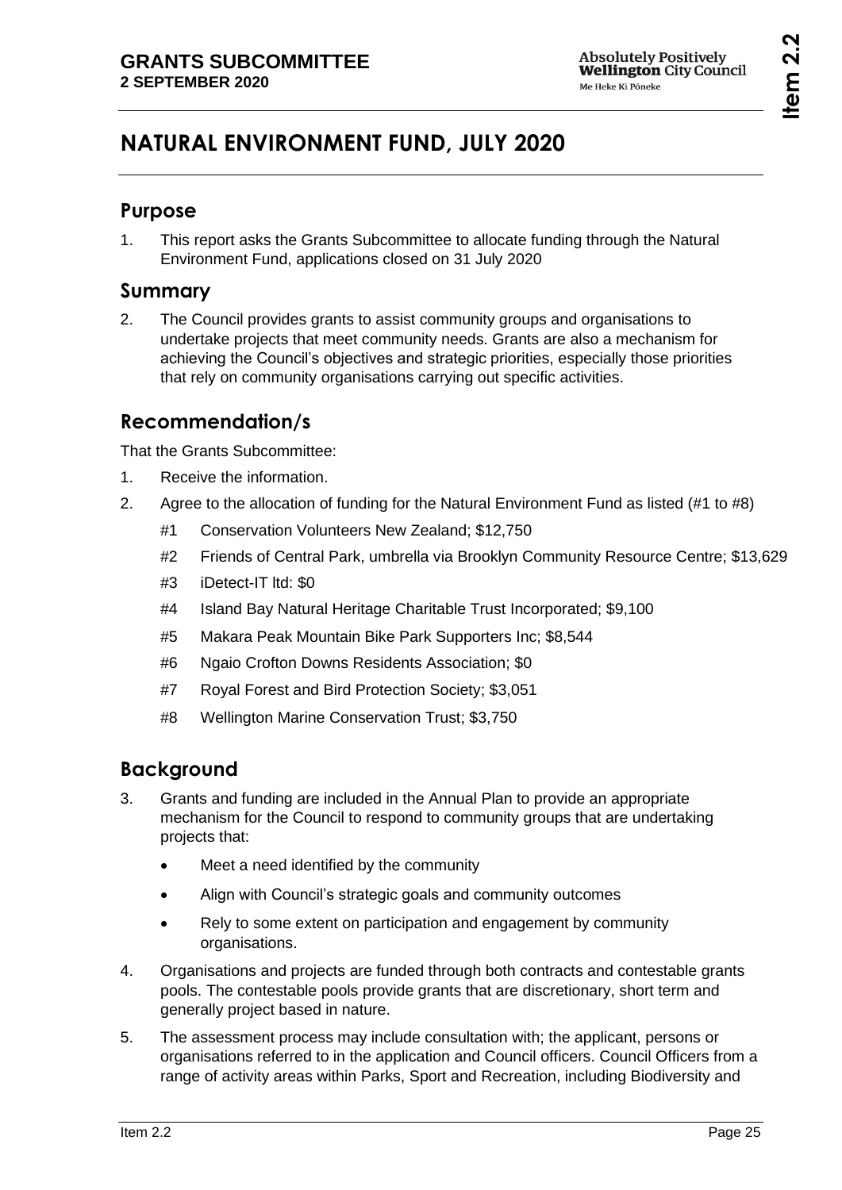# NATURAL ENVIRONMENT FUND, JULY 2020

## Purpose

1. This report asks the Grants Subcommittee to allocate funding through the Natural Environment Fund, applications closed on 31 July 2020

## Summary

2. The Council provides grants to assist community groups and organisations to undertake projects that meet community needs. Grants are also a mechanism for achieving the Council's objectives and strategic priorities, especially those priorities that rely on community organisations carrying out specific activities.

## Recommendation/s

That the Grants Subcommittee:

1. Receive the information.
2. Agree to the allocation of funding for the Natural Environment Fund as listed (#1 to #8)

   #1 Conservation Volunteers New Zealand; $12,750

   #2 Friends of Central Park, umbrella via Brooklyn Community Resource Centre; $13,629

   #3 iDetect-IT ltd: $0

   #4 Island Bay Natural Heritage Charitable Trust Incorporated; $9,100

   #5 Makara Peak Mountain Bike Park Supporters Inc; $8,544

   #6 Ngaio Crofton Downs Residents Association; $0

   #7 Royal Forest and Bird Protection Society; $3,051

   #8 Wellington Marine Conservation Trust; $3,750

## Background

3. Grants and funding are included in the Annual Plan to provide an appropriate mechanism for the Council to respond to community groups that are undertaking projects that:
   - Meet a need identified by the community
   - Align with Council's strategic goals and community outcomes
   - Rely to some extent on participation and engagement by community organisations.
4. Organisations and projects are funded through both contracts and contestable grants pools. The contestable pools provide grants that are discretionary, short term and generally project based in nature.
5. The assessment process may include consultation with; the applicant, persons or organisations referred to in the application and Council officers. Council Officers from a range of activity areas within Parks, Sport and Recreation, including Biodiversity and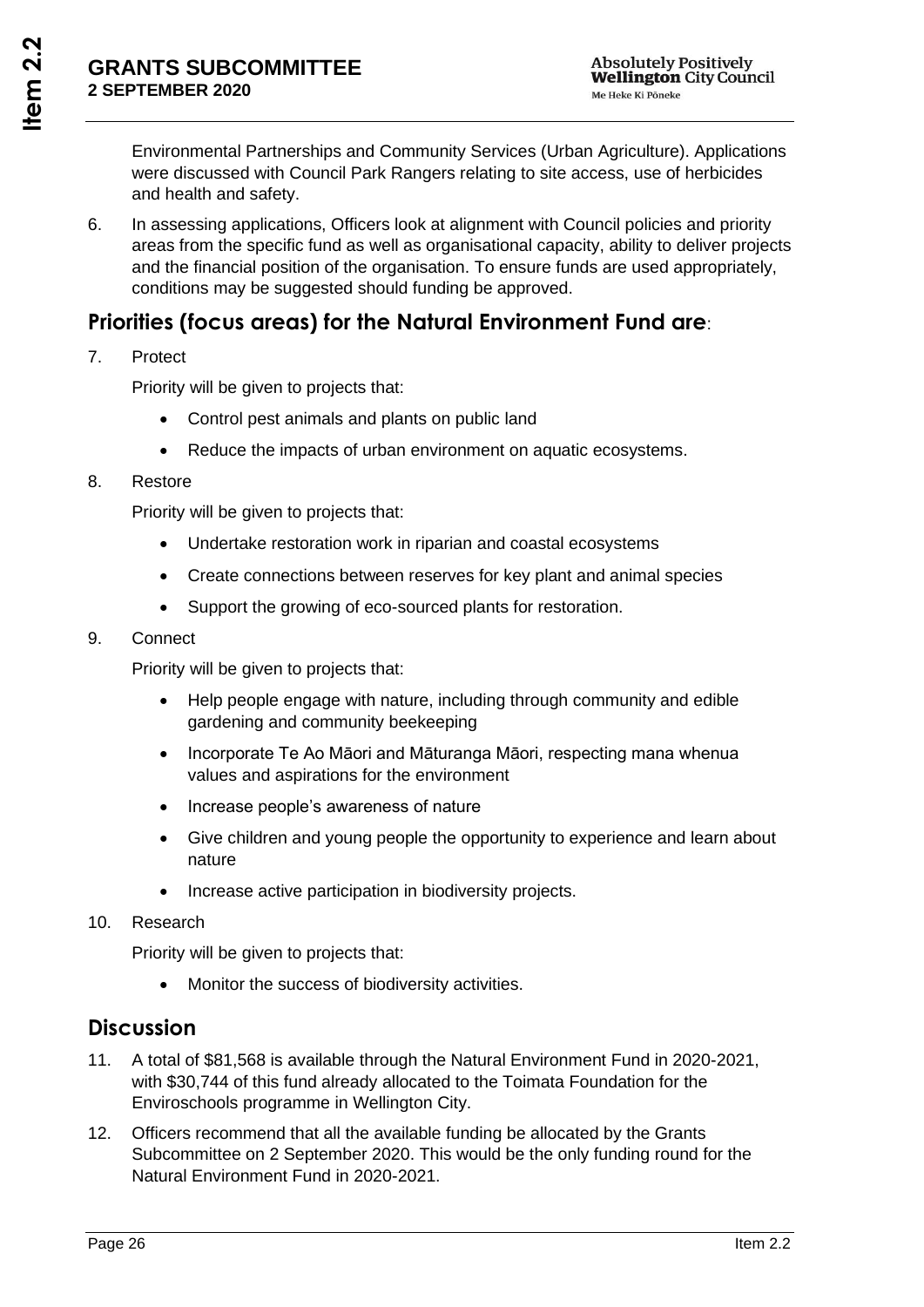Environmental Partnerships and Community Services (Urban Agriculture). Applications were discussed with Council Park Rangers relating to site access, use of herbicides and health and safety.

6. In assessing applications, Officers look at alignment with Council policies and priority areas from the specific fund as well as organisational capacity, ability to deliver projects and the financial position of the organisation. To ensure funds are used appropriately, conditions may be suggested should funding be approved.

## Priorities (focus areas) for the Natural Environment Fund are:

7. Protect

   Priority will be given to projects that:

   - Control pest animals and plants on public land
   - Reduce the impacts of urban environment on aquatic ecosystems.

8. Restore

   Priority will be given to projects that:

   - Undertake restoration work in riparian and coastal ecosystems
   - Create connections between reserves for key plant and animal species
   - Support the growing of eco-sourced plants for restoration.

9. Connect

   Priority will be given to projects that:

   - Help people engage with nature, including through community and edible gardening and community beekeeping
   - Incorporate Te Ao Māori and Māturanga Māori, respecting mana whenua values and aspirations for the environment
   - Increase people's awareness of nature
   - Give children and young people the opportunity to experience and learn about nature
   - Increase active participation in biodiversity projects.

10. Research

    Priority will be given to projects that:

    - Monitor the success of biodiversity activities.

## Discussion

11. A total of $81,568 is available through the Natural Environment Fund in 2020-2021, with $30,744 of this fund already allocated to the Toimata Foundation for the Enviroschools programme in Wellington City.

12. Officers recommend that all the available funding be allocated by the Grants Subcommittee on 2 September 2020. This would be the only funding round for the Natural Environment Fund in 2020-2021.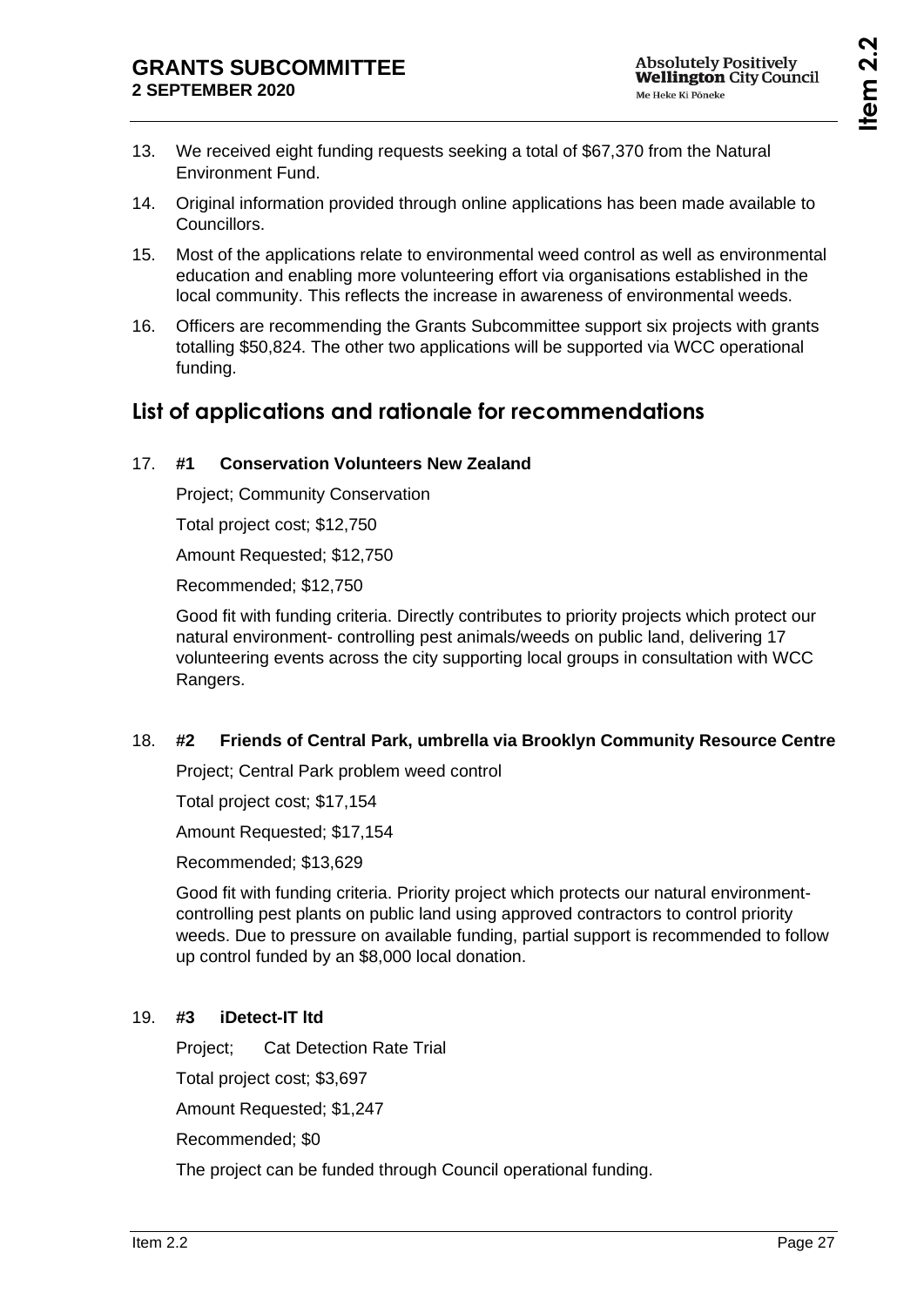13. We received eight funding requests seeking a total of $67,370 from the Natural Environment Fund.

14. Original information provided through online applications has been made available to Councillors.

15. Most of the applications relate to environmental weed control as well as environmental education and enabling more volunteering effort via organisations established in the local community. This reflects the increase in awareness of environmental weeds.

16. Officers are recommending the Grants Subcommittee support six projects with grants totalling $50,824. The other two applications will be supported via WCC operational funding.

## List of applications and rationale for recommendations

17. **#1 Conservation Volunteers New Zealand**

    Project; Community Conservation

    Total project cost; $12,750

    Amount Requested; $12,750

    Recommended; $12,750

    Good fit with funding criteria. Directly contributes to priority projects which protect our natural environment- controlling pest animals/weeds on public land, delivering 17 volunteering events across the city supporting local groups in consultation with WCC Rangers.

18. **#2 Friends of Central Park, umbrella via Brooklyn Community Resource Centre**

    Project; Central Park problem weed control

    Total project cost; $17,154

    Amount Requested; $17,154

    Recommended; $13,629

    Good fit with funding criteria. Priority project which protects our natural environment-controlling pest plants on public land using approved contractors to control priority weeds. Due to pressure on available funding, partial support is recommended to follow up control funded by an $8,000 local donation.

19. **#3 iDetect-IT ltd**

    Project; Cat Detection Rate Trial

    Total project cost; $3,697

    Amount Requested; $1,247

    Recommended; $0

    The project can be funded through Council operational funding.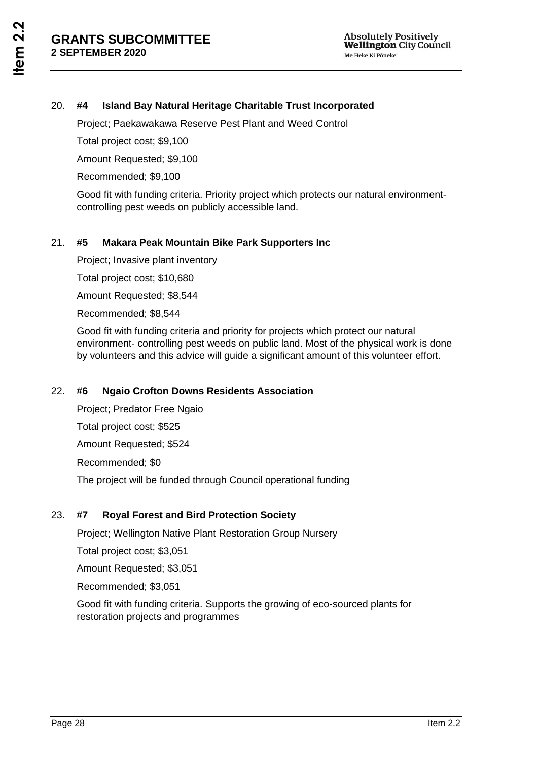20. **#4 Island Bay Natural Heritage Charitable Trust Incorporated**

    Project; Paekawakawa Reserve Pest Plant and Weed Control

    Total project cost; $9,100

    Amount Requested; $9,100

    Recommended; $9,100

    Good fit with funding criteria. Priority project which protects our natural environment- controlling pest weeds on publicly accessible land.

21. **#5 Makara Peak Mountain Bike Park Supporters Inc**

    Project; Invasive plant inventory

    Total project cost; $10,680

    Amount Requested; $8,544

    Recommended; $8,544

    Good fit with funding criteria and priority for projects which protect our natural environment- controlling pest weeds on public land. Most of the physical work is done by volunteers and this advice will guide a significant amount of this volunteer effort.

22. **#6 Ngaio Crofton Downs Residents Association**

    Project; Predator Free Ngaio

    Total project cost; $525

    Amount Requested; $524

    Recommended; $0

    The project will be funded through Council operational funding

23. **#7 Royal Forest and Bird Protection Society**

    Project; Wellington Native Plant Restoration Group Nursery

    Total project cost; $3,051

    Amount Requested; $3,051

    Recommended; $3,051

    Good fit with funding criteria. Supports the growing of eco-sourced plants for restoration projects and programmes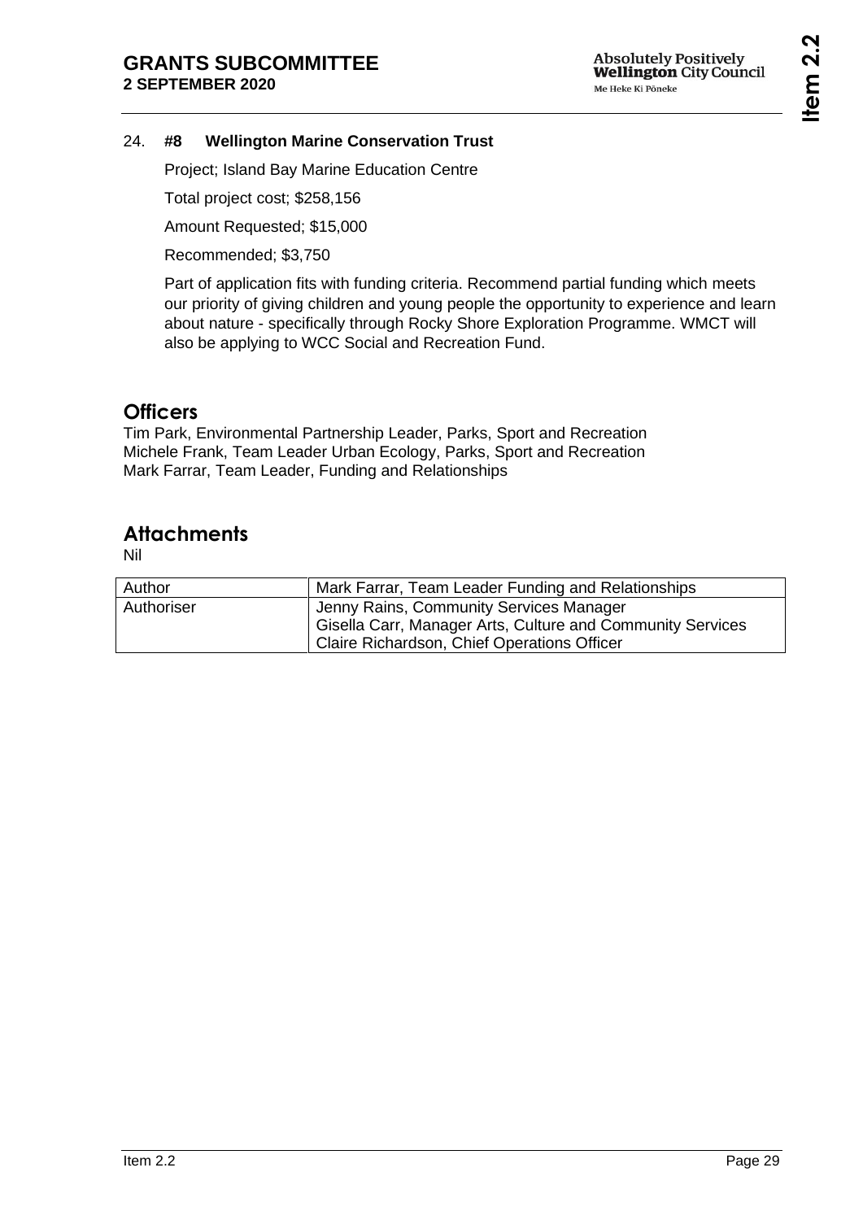24. **#8 Wellington Marine Conservation Trust**

Project; Island Bay Marine Education Centre

Total project cost; $258,156

Amount Requested; $15,000

Recommended; $3,750

Part of application fits with funding criteria. Recommend partial funding which meets our priority of giving children and young people the opportunity to experience and learn about nature - specifically through Rocky Shore Exploration Programme. WMCT will also be applying to WCC Social and Recreation Fund.

## Officers

Tim Park, Environmental Partnership Leader, Parks, Sport and Recreation
Michele Frank, Team Leader Urban Ecology, Parks, Sport and Recreation
Mark Farrar, Team Leader, Funding and Relationships

## Attachments

Nil

| Author | Mark Farrar, Team Leader Funding and Relationships |
|---|---|
| Authoriser | Jenny Rains, Community Services Manager<br>Gisella Carr, Manager Arts, Culture and Community Services<br>Claire Richardson, Chief Operations Officer |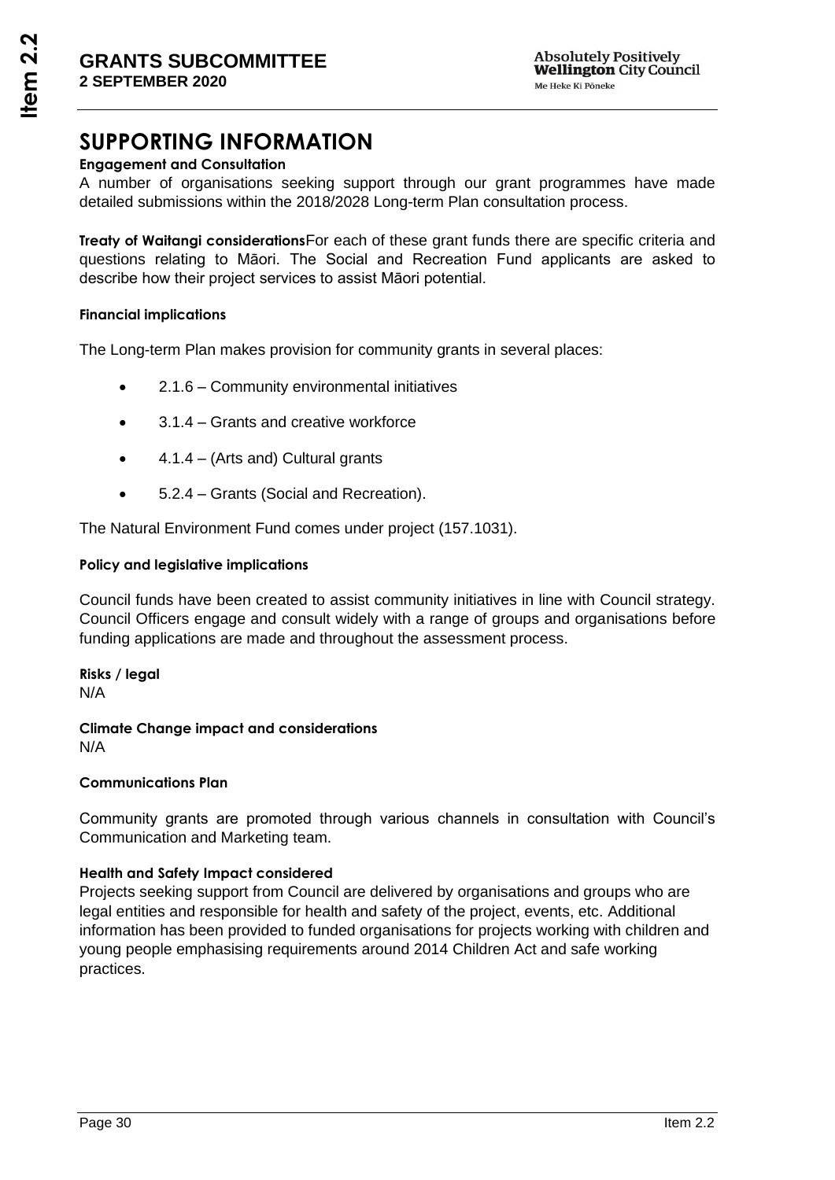# SUPPORTING INFORMATION

**Engagement and Consultation**
A number of organisations seeking support through our grant programmes have made detailed submissions within the 2018/2028 Long-term Plan consultation process.

**Treaty of Waitangi considerations**For each of these grant funds there are specific criteria and questions relating to Māori. The Social and Recreation Fund applicants are asked to describe how their project services to assist Māori potential.

**Financial implications**

The Long-term Plan makes provision for community grants in several places:

- 2.1.6 – Community environmental initiatives
- 3.1.4 – Grants and creative workforce
- 4.1.4 – (Arts and) Cultural grants
- 5.2.4 – Grants (Social and Recreation).

The Natural Environment Fund comes under project (157.1031).

**Policy and legislative implications**

Council funds have been created to assist community initiatives in line with Council strategy. Council Officers engage and consult widely with a range of groups and organisations before funding applications are made and throughout the assessment process.

**Risks / legal**
N/A

**Climate Change impact and considerations**
N/A

**Communications Plan**

Community grants are promoted through various channels in consultation with Council's Communication and Marketing team.

**Health and Safety Impact considered**
Projects seeking support from Council are delivered by organisations and groups who are legal entities and responsible for health and safety of the project, events, etc. Additional information has been provided to funded organisations for projects working with children and young people emphasising requirements around 2014 Children Act and safe working practices.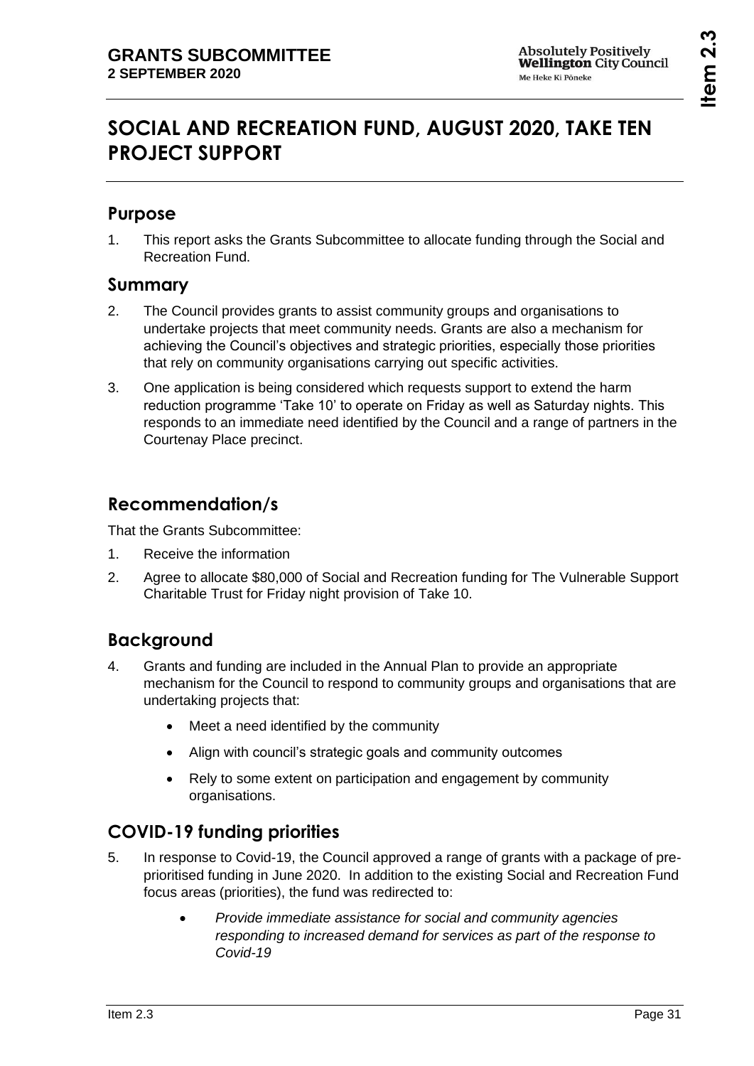# SOCIAL AND RECREATION FUND, AUGUST 2020, TAKE TEN PROJECT SUPPORT

## Purpose

1. This report asks the Grants Subcommittee to allocate funding through the Social and Recreation Fund.

## Summary

2. The Council provides grants to assist community groups and organisations to undertake projects that meet community needs. Grants are also a mechanism for achieving the Council's objectives and strategic priorities, especially those priorities that rely on community organisations carrying out specific activities.

3. One application is being considered which requests support to extend the harm reduction programme 'Take 10' to operate on Friday as well as Saturday nights. This responds to an immediate need identified by the Council and a range of partners in the Courtenay Place precinct.

## Recommendation/s

That the Grants Subcommittee:

1. Receive the information
2. Agree to allocate $80,000 of Social and Recreation funding for The Vulnerable Support Charitable Trust for Friday night provision of Take 10.

## Background

4. Grants and funding are included in the Annual Plan to provide an appropriate mechanism for the Council to respond to community groups and organisations that are undertaking projects that:

   - Meet a need identified by the community
   - Align with council's strategic goals and community outcomes
   - Rely to some extent on participation and engagement by community organisations.

## COVID-19 funding priorities

5. In response to Covid-19, the Council approved a range of grants with a package of pre-prioritised funding in June 2020. In addition to the existing Social and Recreation Fund focus areas (priorities), the fund was redirected to:

   - *Provide immediate assistance for social and community agencies responding to increased demand for services as part of the response to Covid-19*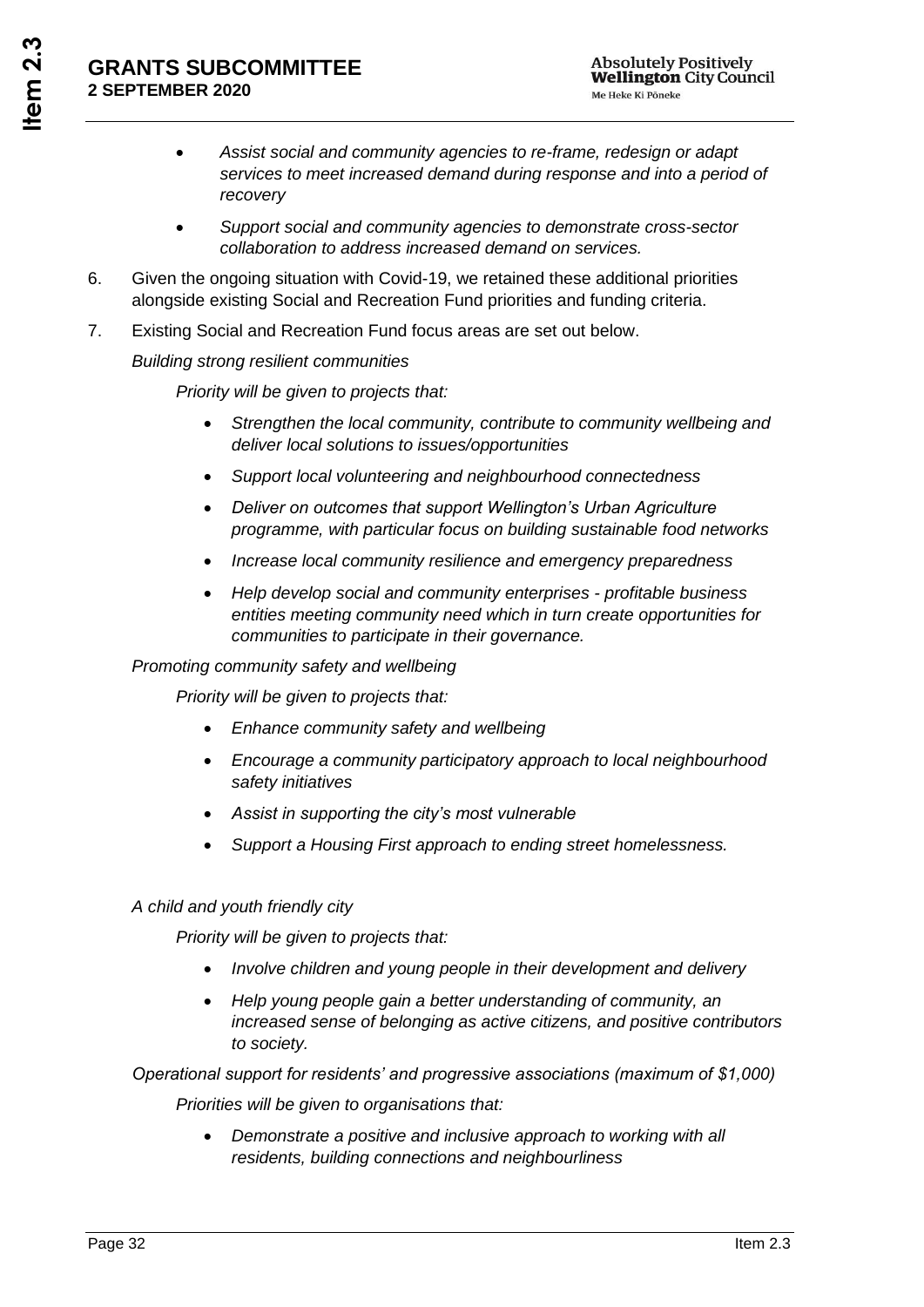- *Assist social and community agencies to re-frame, redesign or adapt services to meet increased demand during response and into a period of recovery*
- *Support social and community agencies to demonstrate cross-sector collaboration to address increased demand on services.*

6. Given the ongoing situation with Covid-19, we retained these additional priorities alongside existing Social and Recreation Fund priorities and funding criteria.

7. Existing Social and Recreation Fund focus areas are set out below.

*Building strong resilient communities*

*Priority will be given to projects that:*

- *Strengthen the local community, contribute to community wellbeing and deliver local solutions to issues/opportunities*
- *Support local volunteering and neighbourhood connectedness*
- *Deliver on outcomes that support Wellington's Urban Agriculture programme, with particular focus on building sustainable food networks*
- *Increase local community resilience and emergency preparedness*
- *Help develop social and community enterprises - profitable business entities meeting community need which in turn create opportunities for communities to participate in their governance.*

*Promoting community safety and wellbeing*

*Priority will be given to projects that:*

- *Enhance community safety and wellbeing*
- *Encourage a community participatory approach to local neighbourhood safety initiatives*
- *Assist in supporting the city's most vulnerable*
- *Support a Housing First approach to ending street homelessness.*

*A child and youth friendly city*

*Priority will be given to projects that:*

- *Involve children and young people in their development and delivery*
- *Help young people gain a better understanding of community, an increased sense of belonging as active citizens, and positive contributors to society.*

*Operational support for residents' and progressive associations (maximum of $1,000)*

*Priorities will be given to organisations that:*

- *Demonstrate a positive and inclusive approach to working with all residents, building connections and neighbourliness*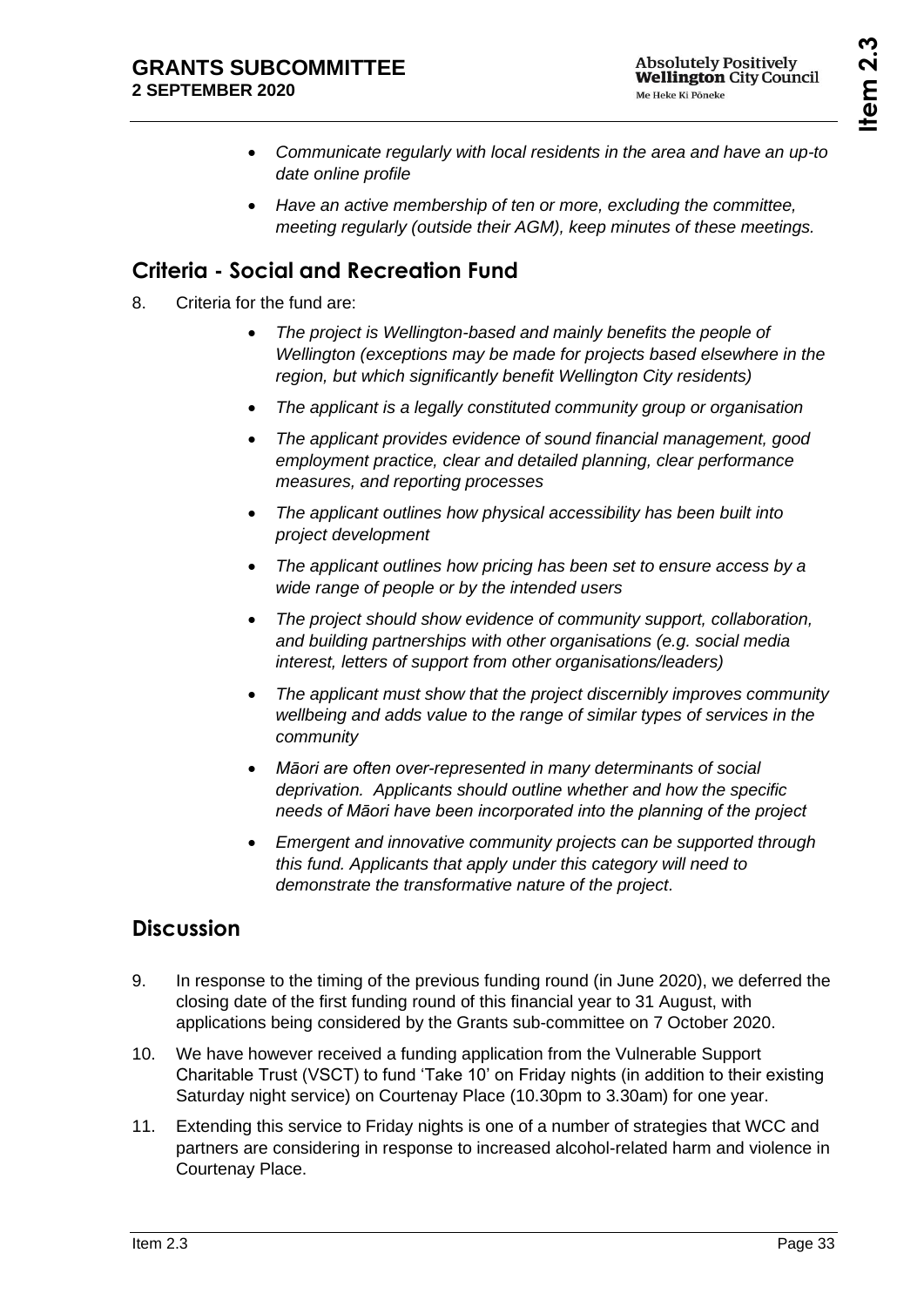- *Communicate regularly with local residents in the area and have an up-to date online profile*
- *Have an active membership of ten or more, excluding the committee, meeting regularly (outside their AGM), keep minutes of these meetings.*

## Criteria - Social and Recreation Fund

8. Criteria for the fund are:

- *The project is Wellington-based and mainly benefits the people of Wellington (exceptions may be made for projects based elsewhere in the region, but which significantly benefit Wellington City residents)*
- *The applicant is a legally constituted community group or organisation*
- *The applicant provides evidence of sound financial management, good employment practice, clear and detailed planning, clear performance measures, and reporting processes*
- *The applicant outlines how physical accessibility has been built into project development*
- *The applicant outlines how pricing has been set to ensure access by a wide range of people or by the intended users*
- *The project should show evidence of community support, collaboration, and building partnerships with other organisations (e.g. social media interest, letters of support from other organisations/leaders)*
- *The applicant must show that the project discernibly improves community wellbeing and adds value to the range of similar types of services in the community*
- *Māori are often over-represented in many determinants of social deprivation. Applicants should outline whether and how the specific needs of Māori have been incorporated into the planning of the project*
- *Emergent and innovative community projects can be supported through this fund. Applicants that apply under this category will need to demonstrate the transformative nature of the project.*

## Discussion

9. In response to the timing of the previous funding round (in June 2020), we deferred the closing date of the first funding round of this financial year to 31 August, with applications being considered by the Grants sub-committee on 7 October 2020.

10. We have however received a funding application from the Vulnerable Support Charitable Trust (VSCT) to fund 'Take 10' on Friday nights (in addition to their existing Saturday night service) on Courtenay Place (10.30pm to 3.30am) for one year.

11. Extending this service to Friday nights is one of a number of strategies that WCC and partners are considering in response to increased alcohol-related harm and violence in Courtenay Place.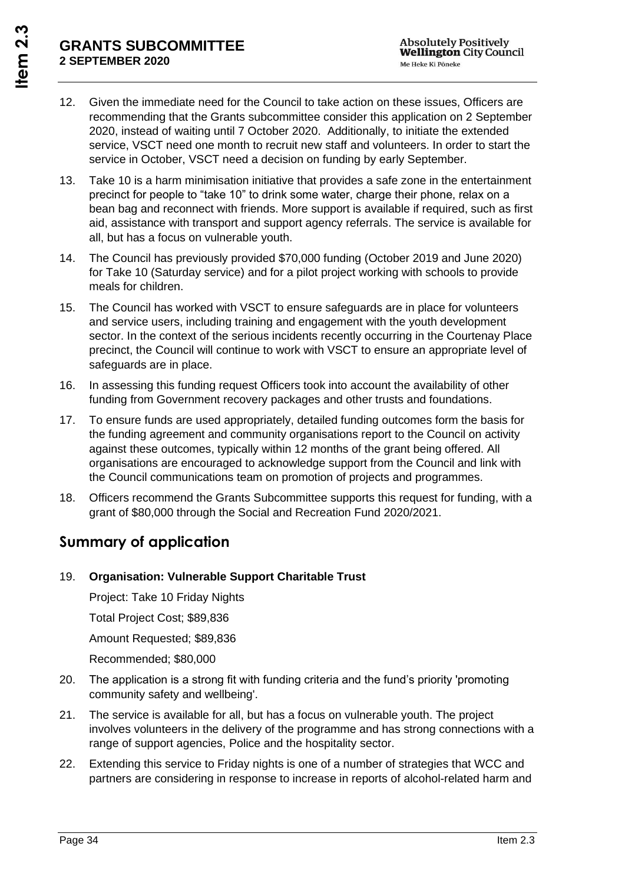12. Given the immediate need for the Council to take action on these issues, Officers are recommending that the Grants subcommittee consider this application on 2 September 2020, instead of waiting until 7 October 2020. Additionally, to initiate the extended service, VSCT need one month to recruit new staff and volunteers. In order to start the service in October, VSCT need a decision on funding by early September.

13. Take 10 is a harm minimisation initiative that provides a safe zone in the entertainment precinct for people to "take 10" to drink some water, charge their phone, relax on a bean bag and reconnect with friends. More support is available if required, such as first aid, assistance with transport and support agency referrals. The service is available for all, but has a focus on vulnerable youth.

14. The Council has previously provided $70,000 funding (October 2019 and June 2020) for Take 10 (Saturday service) and for a pilot project working with schools to provide meals for children.

15. The Council has worked with VSCT to ensure safeguards are in place for volunteers and service users, including training and engagement with the youth development sector. In the context of the serious incidents recently occurring in the Courtenay Place precinct, the Council will continue to work with VSCT to ensure an appropriate level of safeguards are in place.

16. In assessing this funding request Officers took into account the availability of other funding from Government recovery packages and other trusts and foundations.

17. To ensure funds are used appropriately, detailed funding outcomes form the basis for the funding agreement and community organisations report to the Council on activity against these outcomes, typically within 12 months of the grant being offered. All organisations are encouraged to acknowledge support from the Council and link with the Council communications team on promotion of projects and programmes.

18. Officers recommend the Grants Subcommittee supports this request for funding, with a grant of $80,000 through the Social and Recreation Fund 2020/2021.

## Summary of application

19. **Organisation: Vulnerable Support Charitable Trust**

    Project: Take 10 Friday Nights

    Total Project Cost; $89,836

    Amount Requested; $89,836

    Recommended; $80,000

20. The application is a strong fit with funding criteria and the fund's priority 'promoting community safety and wellbeing'.

21. The service is available for all, but has a focus on vulnerable youth. The project involves volunteers in the delivery of the programme and has strong connections with a range of support agencies, Police and the hospitality sector.

22. Extending this service to Friday nights is one of a number of strategies that WCC and partners are considering in response to increase in reports of alcohol-related harm and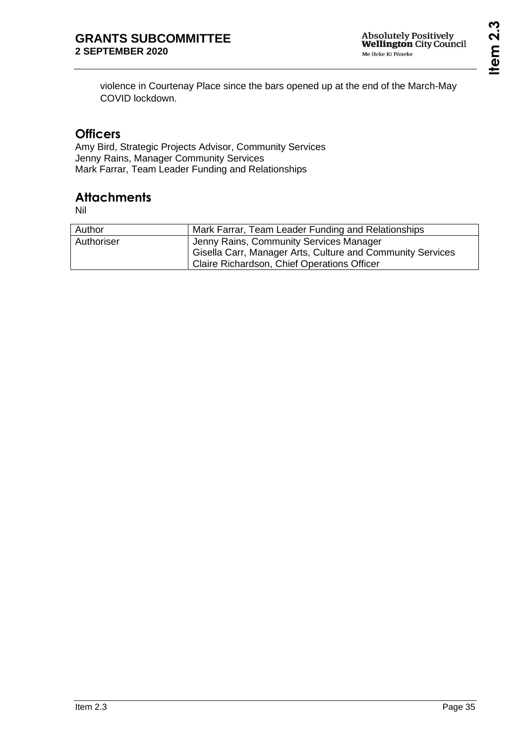violence in Courtenay Place since the bars opened up at the end of the March-May COVID lockdown.

## Officers

Amy Bird, Strategic Projects Advisor, Community Services
Jenny Rains, Manager Community Services
Mark Farrar, Team Leader Funding and Relationships

## Attachments

Nil

| | |
|---|---|
| Author | Mark Farrar, Team Leader Funding and Relationships |
| Authoriser | Jenny Rains, Community Services Manager<br>Gisella Carr, Manager Arts, Culture and Community Services<br>Claire Richardson, Chief Operations Officer |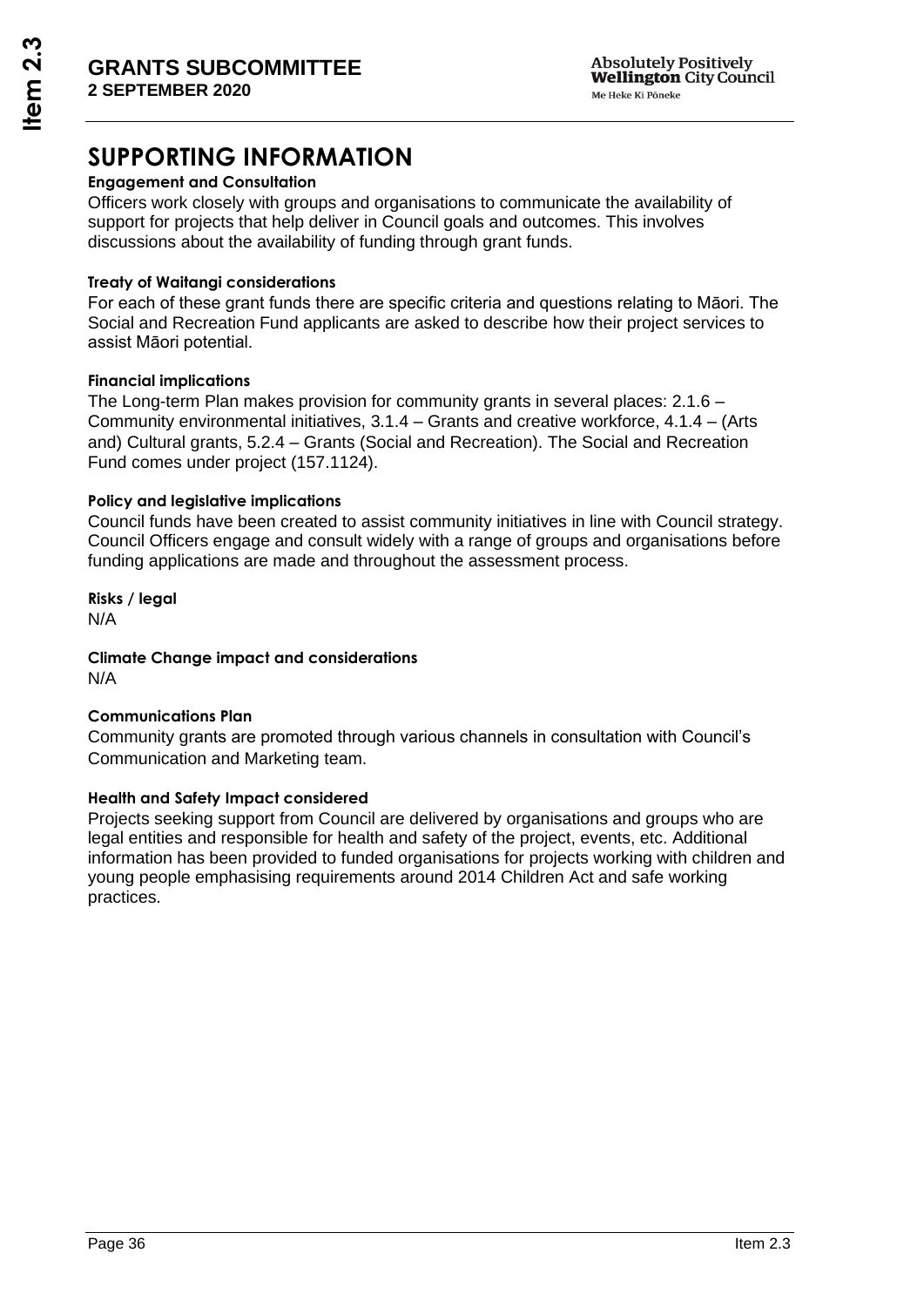# SUPPORTING INFORMATION

**Engagement and Consultation**

Officers work closely with groups and organisations to communicate the availability of support for projects that help deliver in Council goals and outcomes. This involves discussions about the availability of funding through grant funds.

**Treaty of Waitangi considerations**

For each of these grant funds there are specific criteria and questions relating to Māori. The Social and Recreation Fund applicants are asked to describe how their project services to assist Māori potential.

**Financial implications**

The Long-term Plan makes provision for community grants in several places: 2.1.6 – Community environmental initiatives, 3.1.4 – Grants and creative workforce, 4.1.4 – (Arts and) Cultural grants, 5.2.4 – Grants (Social and Recreation). The Social and Recreation Fund comes under project (157.1124).

**Policy and legislative implications**

Council funds have been created to assist community initiatives in line with Council strategy. Council Officers engage and consult widely with a range of groups and organisations before funding applications are made and throughout the assessment process.

**Risks / legal**

N/A

**Climate Change impact and considerations**

N/A

**Communications Plan**

Community grants are promoted through various channels in consultation with Council's Communication and Marketing team.

**Health and Safety Impact considered**

Projects seeking support from Council are delivered by organisations and groups who are legal entities and responsible for health and safety of the project, events, etc. Additional information has been provided to funded organisations for projects working with children and young people emphasising requirements around 2014 Children Act and safe working practices.